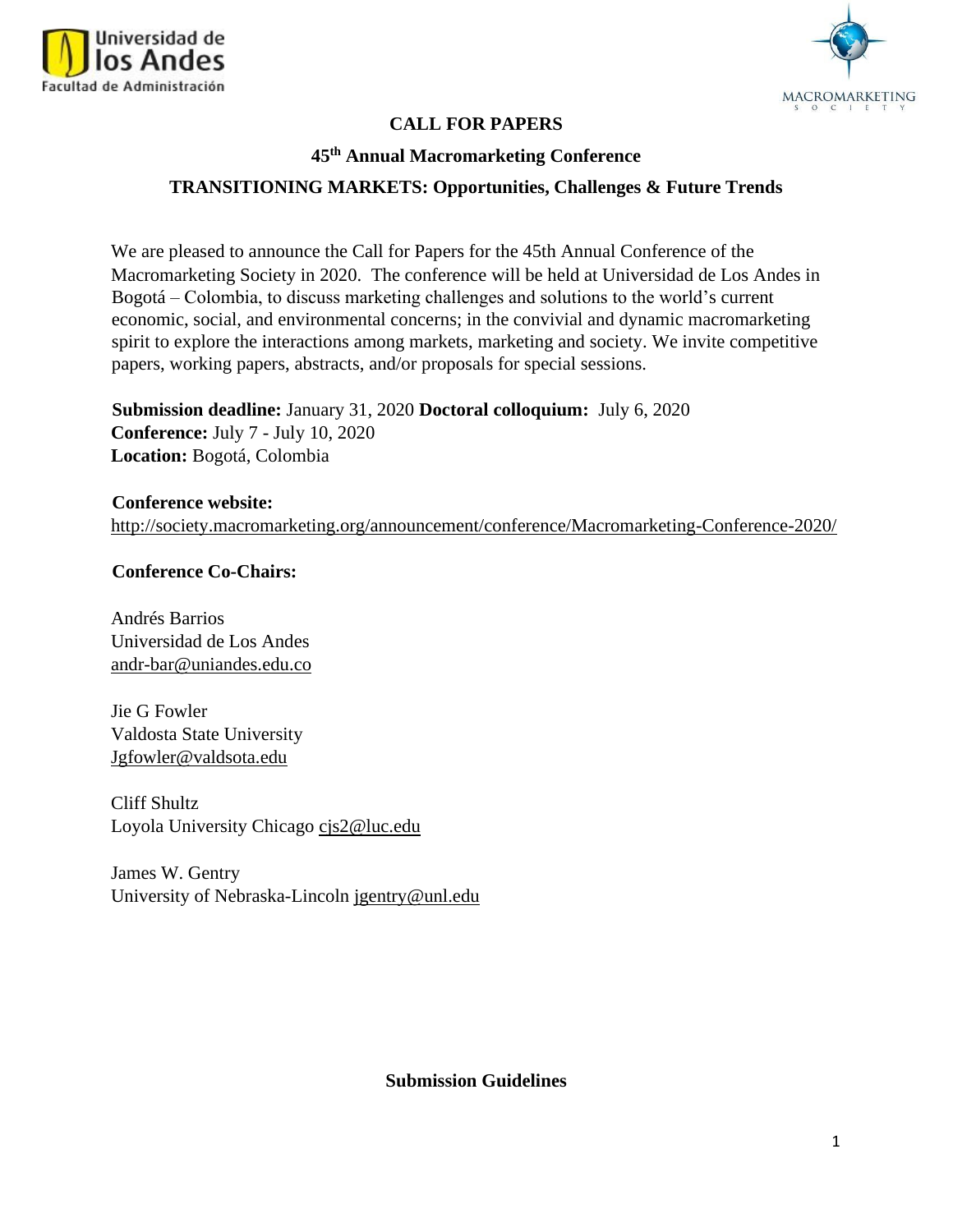# CALL FOR PAPERS

## 45th Annual Macromarketing Conference

## TRANSITIONING MARKETS: Opportunities, Challenges & Future Trends

We are pleased to announce the Call for Papers for the 45th Annual Conference of the Macromarketing Society in 2020. The conference will be held at Universidad de Los Andes in Bogotá – Colombia, to discuss marketing challenges and solutions to the world's current economic, social, and environmental concerns; in the convivial and dynamic macromarketing spirit to explore the interactions among markets, marketing and society. We invite competitive papers, working papers, abstracts, and/or proposals for special sessions.

**Submission deadline:** January 31, 2020 **Doctoral colloquium:** July 6, 2020
**Conference:** July 7 - July 10, 2020
**Location:** Bogotá, Colombia

**Conference website:**
http://society.macromarketing.org/announcement/conference/Macromarketing-Conference-2020/

**Conference Co-Chairs:**

Andrés Barrios
Universidad de Los Andes
andr-bar@uniandes.edu.co

Jie G Fowler
Valdosta State University
Jgfowler@valdsota.edu

Cliff Shultz
Loyola University Chicago cjs2@luc.edu

James W. Gentry
University of Nebraska-Lincoln jgentry@unl.edu

**Submission Guidelines**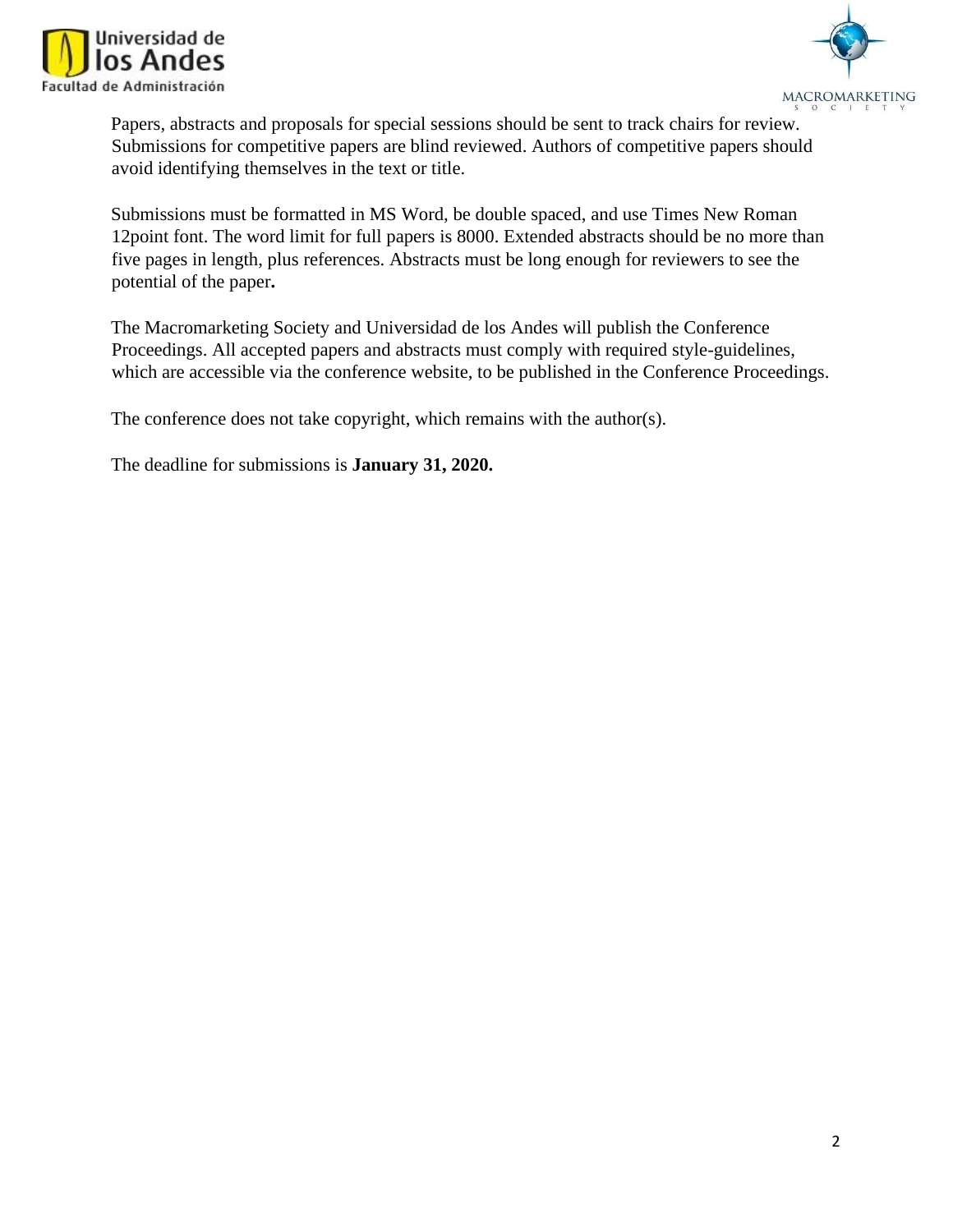Papers, abstracts and proposals for special sessions should be sent to track chairs for review. Submissions for competitive papers are blind reviewed. Authors of competitive papers should avoid identifying themselves in the text or title.

Submissions must be formatted in MS Word, be double spaced, and use Times New Roman 12point font. The word limit for full papers is 8000. Extended abstracts should be no more than five pages in length, plus references. Abstracts must be long enough for reviewers to see the potential of the paper**.**

The Macromarketing Society and Universidad de los Andes will publish the Conference Proceedings. All accepted papers and abstracts must comply with required style-guidelines, which are accessible via the conference website, to be published in the Conference Proceedings.

The conference does not take copyright, which remains with the author(s).

The deadline for submissions is **January 31, 2020.**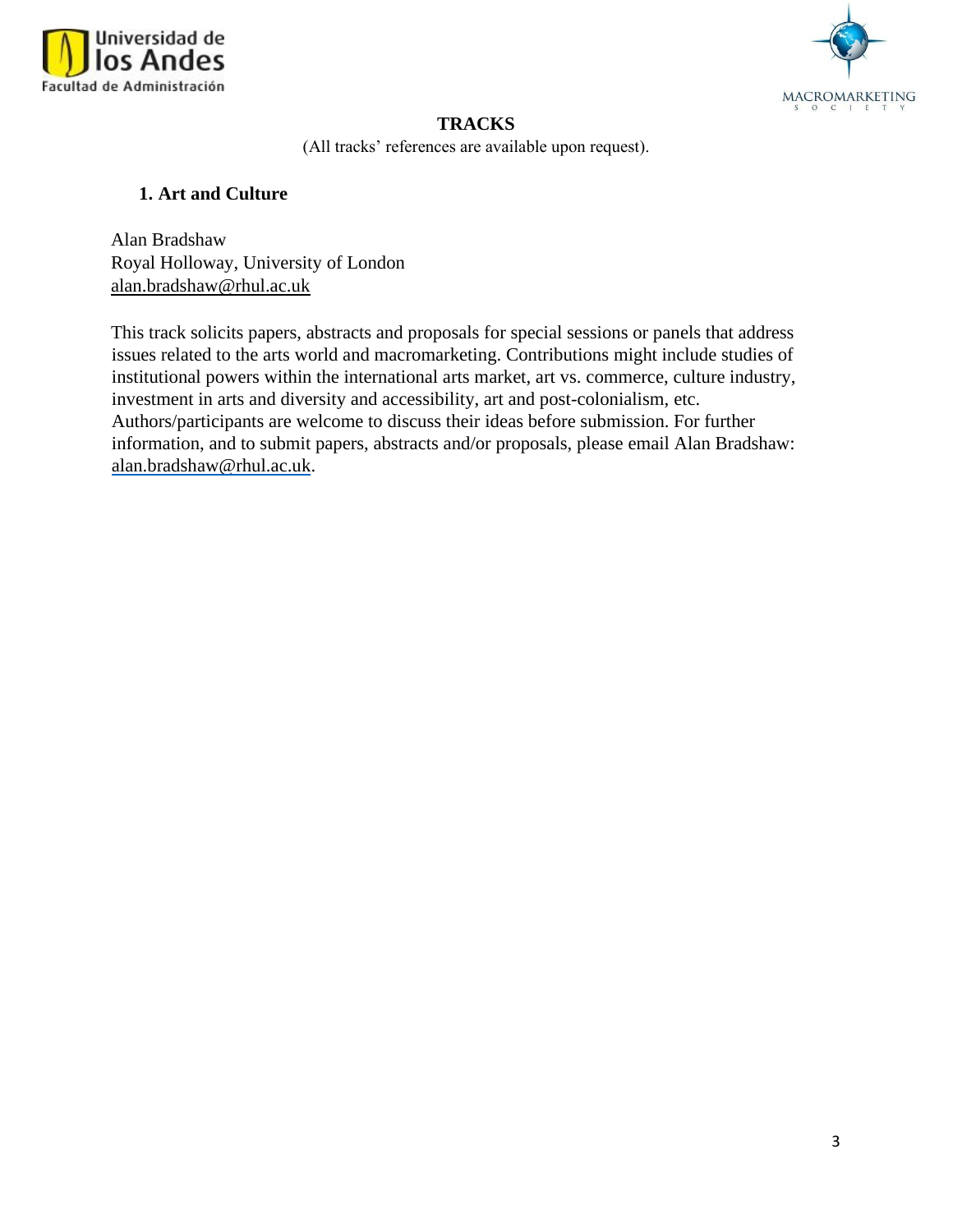# TRACKS

(All tracks' references are available upon request).

## 1. Art and Culture

Alan Bradshaw
Royal Holloway, University of London
alan.bradshaw@rhul.ac.uk

This track solicits papers, abstracts and proposals for special sessions or panels that address issues related to the arts world and macromarketing. Contributions might include studies of institutional powers within the international arts market, art vs. commerce, culture industry, investment in arts and diversity and accessibility, art and post-colonialism, etc. Authors/participants are welcome to discuss their ideas before submission. For further information, and to submit papers, abstracts and/or proposals, please email Alan Bradshaw: alan.bradshaw@rhul.ac.uk.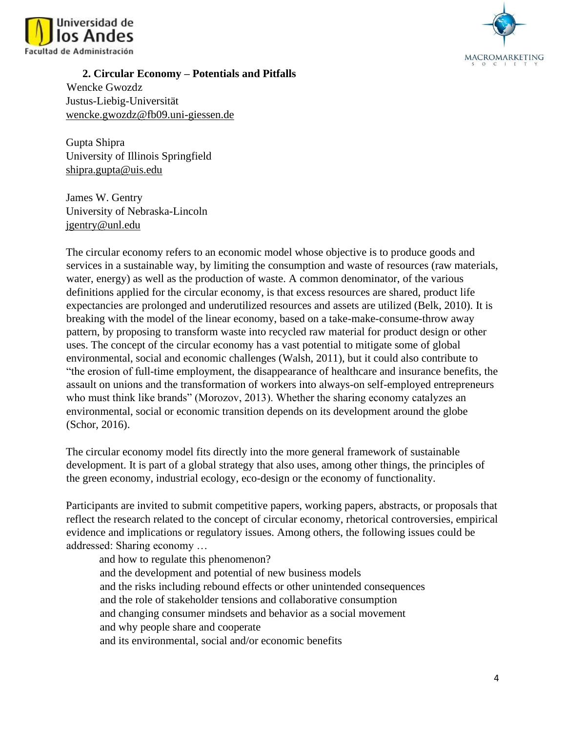## 2. Circular Economy – Potentials and Pitfalls

Wencke Gwozdz
Justus-Liebig-Universität
wencke.gwozdz@fb09.uni-giessen.de

Gupta Shipra
University of Illinois Springfield
shipra.gupta@uis.edu

James W. Gentry
University of Nebraska-Lincoln
jgentry@unl.edu

The circular economy refers to an economic model whose objective is to produce goods and services in a sustainable way, by limiting the consumption and waste of resources (raw materials, water, energy) as well as the production of waste. A common denominator, of the various definitions applied for the circular economy, is that excess resources are shared, product life expectancies are prolonged and underutilized resources and assets are utilized (Belk, 2010). It is breaking with the model of the linear economy, based on a take-make-consume-throw away pattern, by proposing to transform waste into recycled raw material for product design or other uses. The concept of the circular economy has a vast potential to mitigate some of global environmental, social and economic challenges (Walsh, 2011), but it could also contribute to "the erosion of full-time employment, the disappearance of healthcare and insurance benefits, the assault on unions and the transformation of workers into always-on self-employed entrepreneurs who must think like brands" (Morozov, 2013). Whether the sharing economy catalyzes an environmental, social or economic transition depends on its development around the globe (Schor, 2016).

The circular economy model fits directly into the more general framework of sustainable development. It is part of a global strategy that also uses, among other things, the principles of the green economy, industrial ecology, eco-design or the economy of functionality.

Participants are invited to submit competitive papers, working papers, abstracts, or proposals that reflect the research related to the concept of circular economy, rhetorical controversies, empirical evidence and implications or regulatory issues. Among others, the following issues could be addressed: Sharing economy …

- and how to regulate this phenomenon?
- and the development and potential of new business models
- and the risks including rebound effects or other unintended consequences
- and the role of stakeholder tensions and collaborative consumption
- and changing consumer mindsets and behavior as a social movement
- and why people share and cooperate
- and its environmental, social and/or economic benefits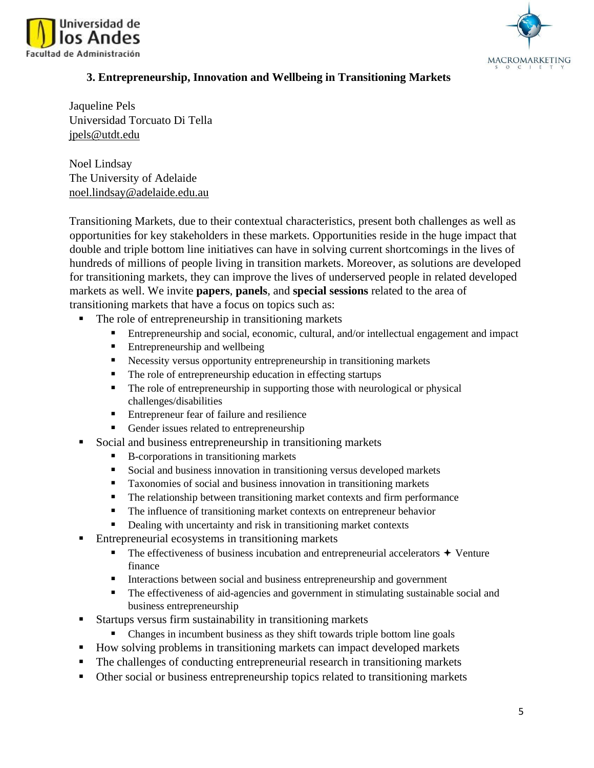### 3. Entrepreneurship, Innovation and Wellbeing in Transitioning Markets

Jaqueline Pels
Universidad Torcuato Di Tella
jpels@utdt.edu

Noel Lindsay
The University of Adelaide
noel.lindsay@adelaide.edu.au

Transitioning Markets, due to their contextual characteristics, present both challenges as well as opportunities for key stakeholders in these markets. Opportunities reside in the huge impact that double and triple bottom line initiatives can have in solving current shortcomings in the lives of hundreds of millions of people living in transition markets. Moreover, as solutions are developed for transitioning markets, they can improve the lives of underserved people in related developed markets as well. We invite **papers**, **panels**, and **special sessions** related to the area of transitioning markets that have a focus on topics such as:

- The role of entrepreneurship in transitioning markets
  - Entrepreneurship and social, economic, cultural, and/or intellectual engagement and impact
  - Entrepreneurship and wellbeing
  - Necessity versus opportunity entrepreneurship in transitioning markets
  - The role of entrepreneurship education in effecting startups
  - The role of entrepreneurship in supporting those with neurological or physical challenges/disabilities
  - Entrepreneur fear of failure and resilience
  - Gender issues related to entrepreneurship
- Social and business entrepreneurship in transitioning markets
  - B-corporations in transitioning markets
  - Social and business innovation in transitioning versus developed markets
  - Taxonomies of social and business innovation in transitioning markets
  - The relationship between transitioning market contexts and firm performance
  - The influence of transitioning market contexts on entrepreneur behavior
  - Dealing with uncertainty and risk in transitioning market contexts
- Entrepreneurial ecosystems in transitioning markets
  - The effectiveness of business incubation and entrepreneurial accelerators ✦ Venture finance
  - Interactions between social and business entrepreneurship and government
  - The effectiveness of aid-agencies and government in stimulating sustainable social and business entrepreneurship
- Startups versus firm sustainability in transitioning markets
  - Changes in incumbent business as they shift towards triple bottom line goals
- How solving problems in transitioning markets can impact developed markets
- The challenges of conducting entrepreneurial research in transitioning markets
- Other social or business entrepreneurship topics related to transitioning markets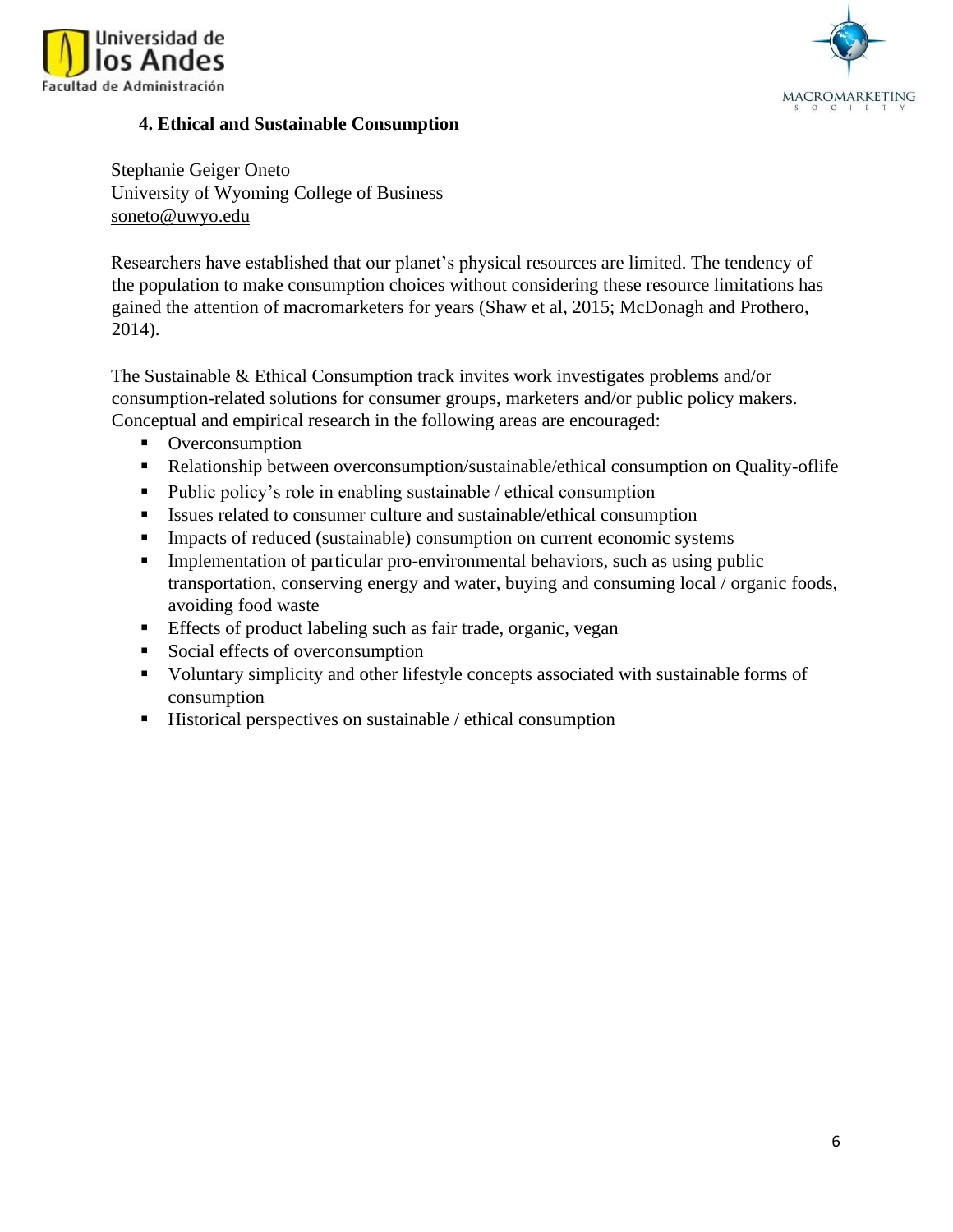### 4. Ethical and Sustainable Consumption

Stephanie Geiger Oneto
University of Wyoming College of Business
soneto@uwyo.edu

Researchers have established that our planet's physical resources are limited. The tendency of the population to make consumption choices without considering these resource limitations has gained the attention of macromarketers for years (Shaw et al, 2015; McDonagh and Prothero, 2014).

The Sustainable & Ethical Consumption track invites work investigates problems and/or consumption-related solutions for consumer groups, marketers and/or public policy makers. Conceptual and empirical research in the following areas are encouraged:

- Overconsumption
- Relationship between overconsumption/sustainable/ethical consumption on Quality-oflife
- Public policy's role in enabling sustainable / ethical consumption
- Issues related to consumer culture and sustainable/ethical consumption
- Impacts of reduced (sustainable) consumption on current economic systems
- Implementation of particular pro-environmental behaviors, such as using public transportation, conserving energy and water, buying and consuming local / organic foods, avoiding food waste
- Effects of product labeling such as fair trade, organic, vegan
- Social effects of overconsumption
- Voluntary simplicity and other lifestyle concepts associated with sustainable forms of consumption
- Historical perspectives on sustainable / ethical consumption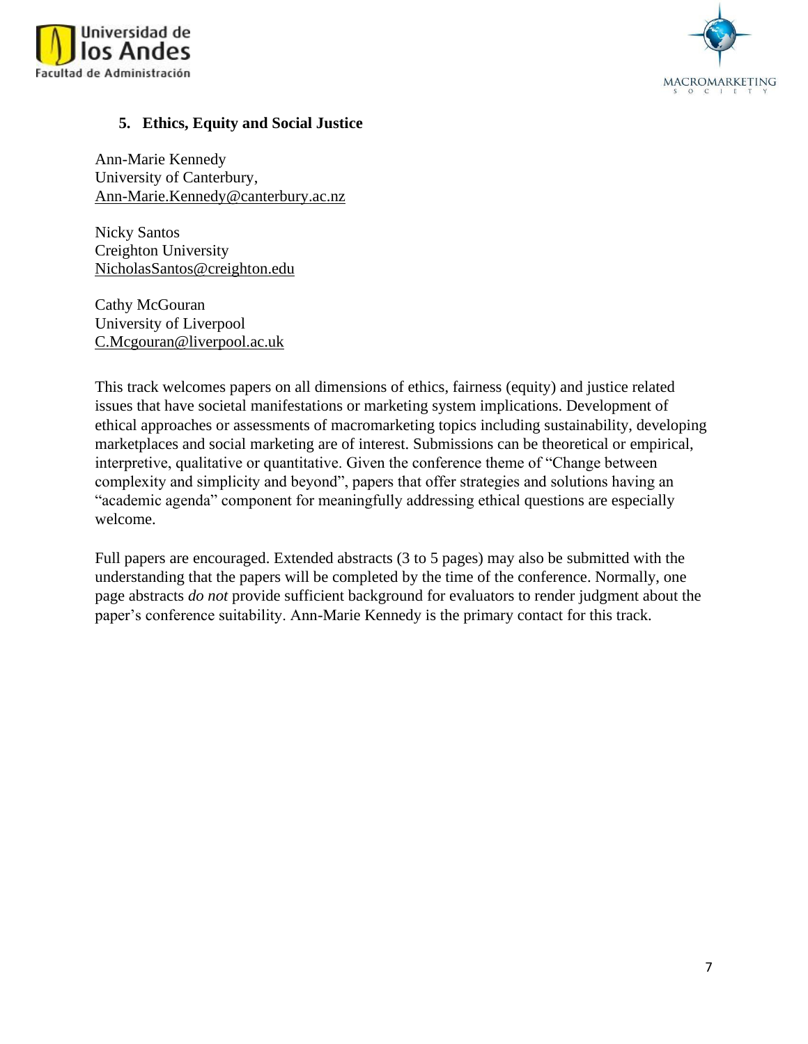## 5. Ethics, Equity and Social Justice

Ann-Marie Kennedy
University of Canterbury,
Ann-Marie.Kennedy@canterbury.ac.nz

Nicky Santos
Creighton University
NicholasSantos@creighton.edu

Cathy McGouran
University of Liverpool
C.Mcgouran@liverpool.ac.uk

This track welcomes papers on all dimensions of ethics, fairness (equity) and justice related issues that have societal manifestations or marketing system implications. Development of ethical approaches or assessments of macromarketing topics including sustainability, developing marketplaces and social marketing are of interest. Submissions can be theoretical or empirical, interpretive, qualitative or quantitative. Given the conference theme of "Change between complexity and simplicity and beyond", papers that offer strategies and solutions having an "academic agenda" component for meaningfully addressing ethical questions are especially welcome.

Full papers are encouraged. Extended abstracts (3 to 5 pages) may also be submitted with the understanding that the papers will be completed by the time of the conference. Normally, one page abstracts *do not* provide sufficient background for evaluators to render judgment about the paper's conference suitability. Ann-Marie Kennedy is the primary contact for this track.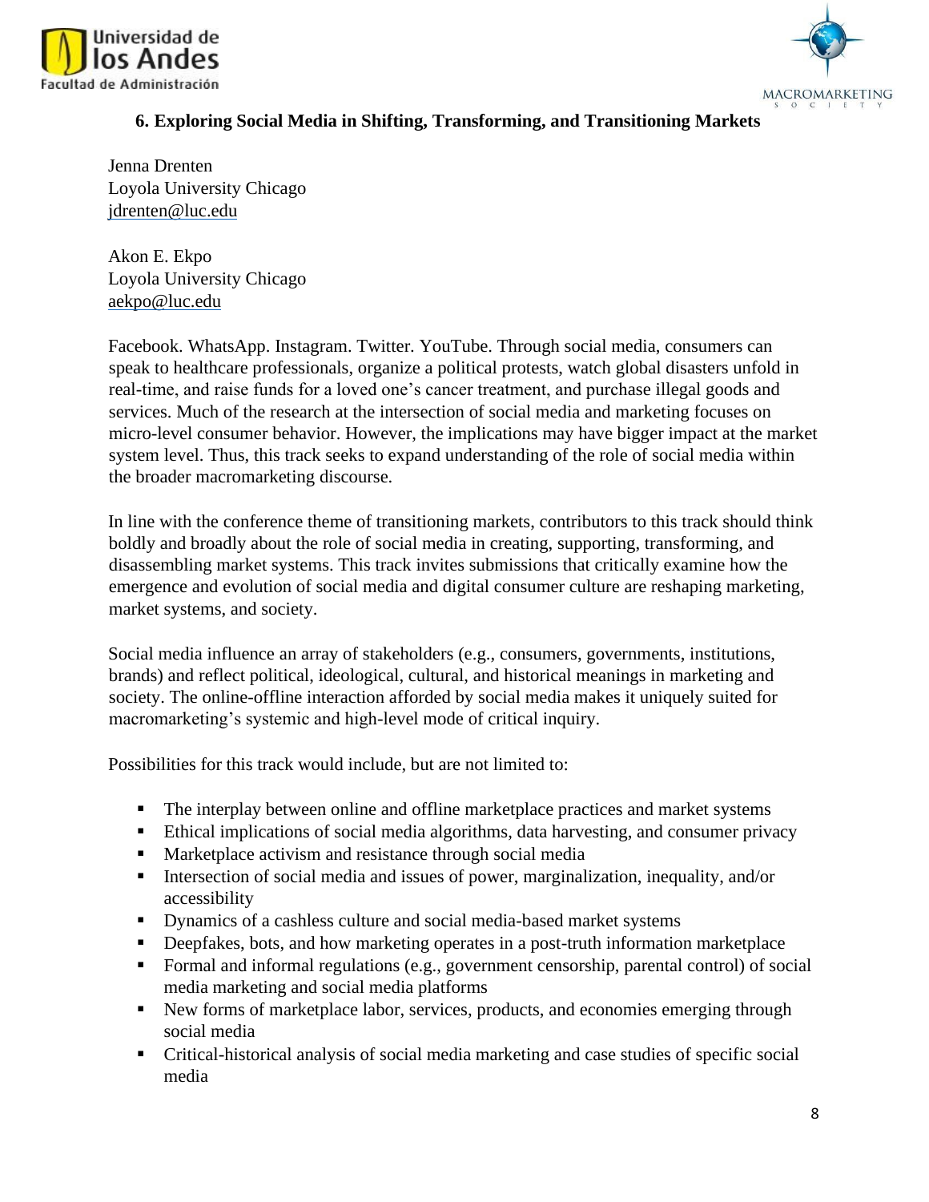## 6. Exploring Social Media in Shifting, Transforming, and Transitioning Markets

Jenna Drenten
Loyola University Chicago
jdrenten@luc.edu

Akon E. Ekpo
Loyola University Chicago
aekpo@luc.edu

Facebook. WhatsApp. Instagram. Twitter. YouTube. Through social media, consumers can speak to healthcare professionals, organize a political protests, watch global disasters unfold in real-time, and raise funds for a loved one's cancer treatment, and purchase illegal goods and services. Much of the research at the intersection of social media and marketing focuses on micro-level consumer behavior. However, the implications may have bigger impact at the market system level. Thus, this track seeks to expand understanding of the role of social media within the broader macromarketing discourse.

In line with the conference theme of transitioning markets, contributors to this track should think boldly and broadly about the role of social media in creating, supporting, transforming, and disassembling market systems. This track invites submissions that critically examine how the emergence and evolution of social media and digital consumer culture are reshaping marketing, market systems, and society.

Social media influence an array of stakeholders (e.g., consumers, governments, institutions, brands) and reflect political, ideological, cultural, and historical meanings in marketing and society. The online-offline interaction afforded by social media makes it uniquely suited for macromarketing's systemic and high-level mode of critical inquiry.

Possibilities for this track would include, but are not limited to:

- The interplay between online and offline marketplace practices and market systems
- Ethical implications of social media algorithms, data harvesting, and consumer privacy
- Marketplace activism and resistance through social media
- Intersection of social media and issues of power, marginalization, inequality, and/or accessibility
- Dynamics of a cashless culture and social media-based market systems
- Deepfakes, bots, and how marketing operates in a post-truth information marketplace
- Formal and informal regulations (e.g., government censorship, parental control) of social media marketing and social media platforms
- New forms of marketplace labor, services, products, and economies emerging through social media
- Critical-historical analysis of social media marketing and case studies of specific social media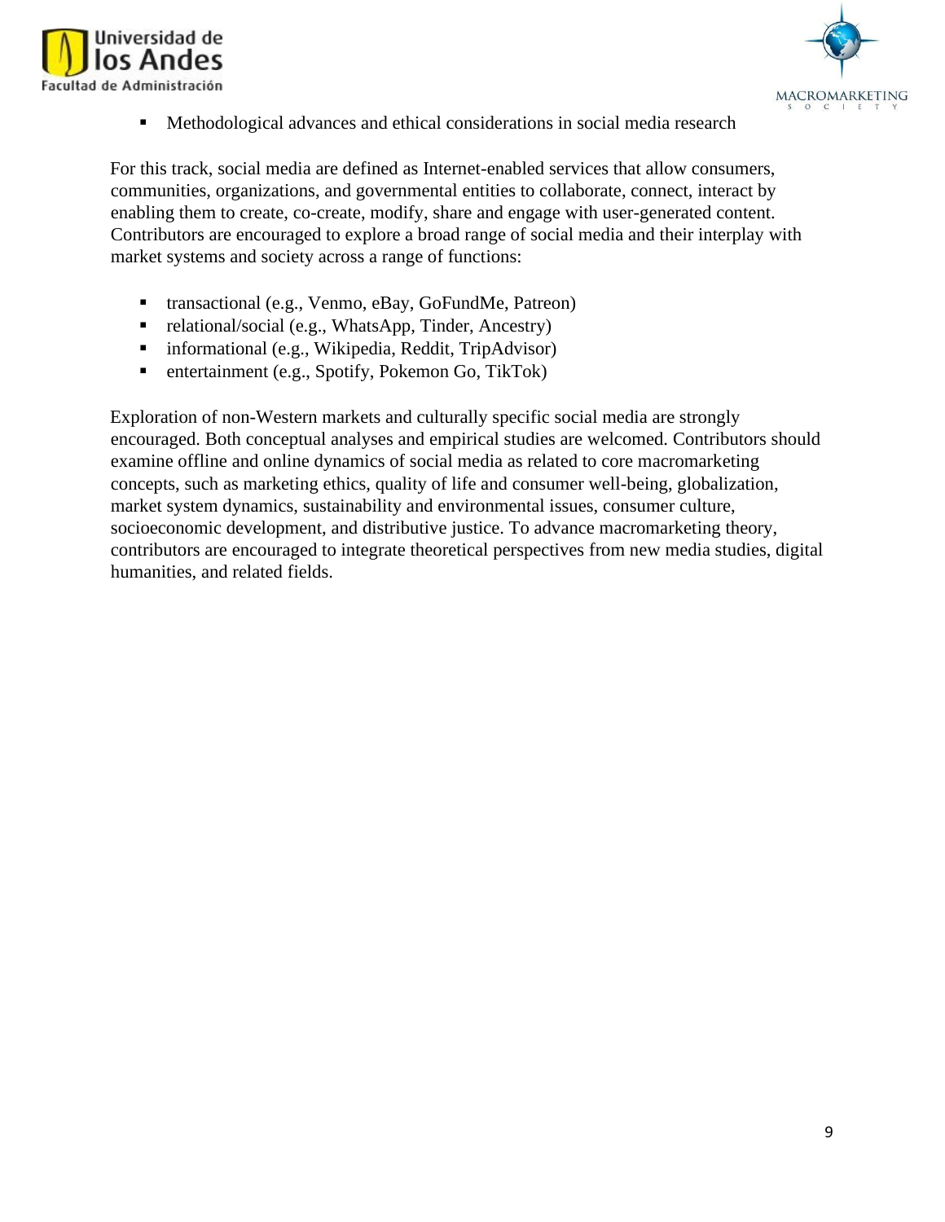- Methodological advances and ethical considerations in social media research

For this track, social media are defined as Internet-enabled services that allow consumers, communities, organizations, and governmental entities to collaborate, connect, interact by enabling them to create, co-create, modify, share and engage with user-generated content. Contributors are encouraged to explore a broad range of social media and their interplay with market systems and society across a range of functions:

- transactional (e.g., Venmo, eBay, GoFundMe, Patreon)
- relational/social (e.g., WhatsApp, Tinder, Ancestry)
- informational (e.g., Wikipedia, Reddit, TripAdvisor)
- entertainment (e.g., Spotify, Pokemon Go, TikTok)

Exploration of non-Western markets and culturally specific social media are strongly encouraged. Both conceptual analyses and empirical studies are welcomed. Contributors should examine offline and online dynamics of social media as related to core macromarketing concepts, such as marketing ethics, quality of life and consumer well-being, globalization, market system dynamics, sustainability and environmental issues, consumer culture, socioeconomic development, and distributive justice. To advance macromarketing theory, contributors are encouraged to integrate theoretical perspectives from new media studies, digital humanities, and related fields.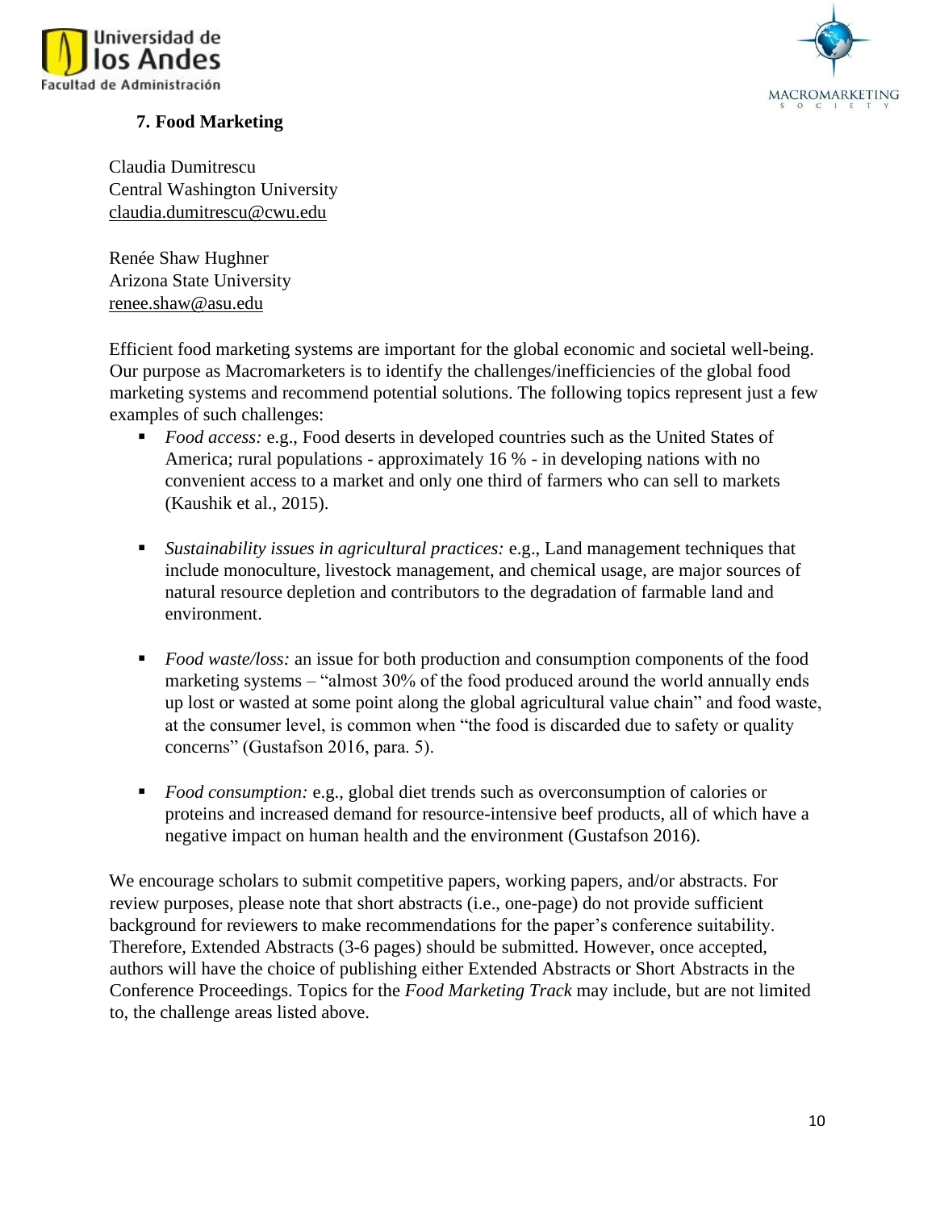### 7. Food Marketing

Claudia Dumitrescu
Central Washington University
claudia.dumitrescu@cwu.edu

Renée Shaw Hughner
Arizona State University
renee.shaw@asu.edu

Efficient food marketing systems are important for the global economic and societal well-being. Our purpose as Macromarketers is to identify the challenges/inefficiencies of the global food marketing systems and recommend potential solutions. The following topics represent just a few examples of such challenges:

- *Food access:* e.g., Food deserts in developed countries such as the United States of America; rural populations - approximately 16 % - in developing nations with no convenient access to a market and only one third of farmers who can sell to markets (Kaushik et al., 2015).

- *Sustainability issues in agricultural practices:* e.g., Land management techniques that include monoculture, livestock management, and chemical usage, are major sources of natural resource depletion and contributors to the degradation of farmable land and environment.

- *Food waste/loss:* an issue for both production and consumption components of the food marketing systems – "almost 30% of the food produced around the world annually ends up lost or wasted at some point along the global agricultural value chain" and food waste, at the consumer level, is common when "the food is discarded due to safety or quality concerns" (Gustafson 2016, para. 5).

- *Food consumption:* e.g., global diet trends such as overconsumption of calories or proteins and increased demand for resource-intensive beef products, all of which have a negative impact on human health and the environment (Gustafson 2016).

We encourage scholars to submit competitive papers, working papers, and/or abstracts. For review purposes, please note that short abstracts (i.e., one-page) do not provide sufficient background for reviewers to make recommendations for the paper's conference suitability. Therefore, Extended Abstracts (3-6 pages) should be submitted. However, once accepted, authors will have the choice of publishing either Extended Abstracts or Short Abstracts in the Conference Proceedings. Topics for the *Food Marketing Track* may include, but are not limited to, the challenge areas listed above.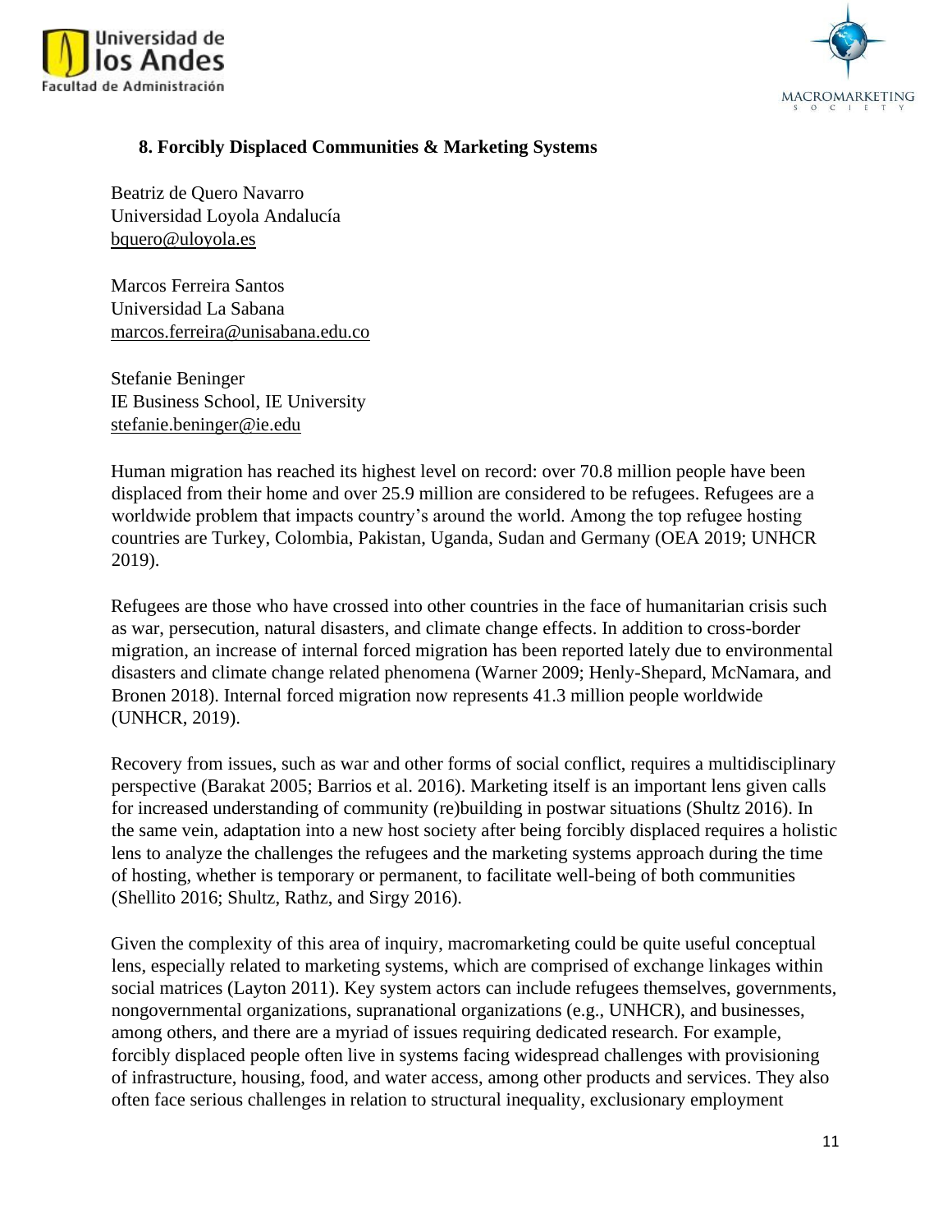## 8. Forcibly Displaced Communities & Marketing Systems

Beatriz de Quero Navarro
Universidad Loyola Andalucía
bquero@uloyola.es

Marcos Ferreira Santos
Universidad La Sabana
marcos.ferreira@unisabana.edu.co

Stefanie Beninger
IE Business School, IE University
stefanie.beninger@ie.edu

Human migration has reached its highest level on record: over 70.8 million people have been displaced from their home and over 25.9 million are considered to be refugees. Refugees are a worldwide problem that impacts country's around the world. Among the top refugee hosting countries are Turkey, Colombia, Pakistan, Uganda, Sudan and Germany (OEA 2019; UNHCR 2019).

Refugees are those who have crossed into other countries in the face of humanitarian crisis such as war, persecution, natural disasters, and climate change effects. In addition to cross-border migration, an increase of internal forced migration has been reported lately due to environmental disasters and climate change related phenomena (Warner 2009; Henly-Shepard, McNamara, and Bronen 2018). Internal forced migration now represents 41.3 million people worldwide (UNHCR, 2019).

Recovery from issues, such as war and other forms of social conflict, requires a multidisciplinary perspective (Barakat 2005; Barrios et al. 2016). Marketing itself is an important lens given calls for increased understanding of community (re)building in postwar situations (Shultz 2016). In the same vein, adaptation into a new host society after being forcibly displaced requires a holistic lens to analyze the challenges the refugees and the marketing systems approach during the time of hosting, whether is temporary or permanent, to facilitate well-being of both communities (Shellito 2016; Shultz, Rathz, and Sirgy 2016).

Given the complexity of this area of inquiry, macromarketing could be quite useful conceptual lens, especially related to marketing systems, which are comprised of exchange linkages within social matrices (Layton 2011). Key system actors can include refugees themselves, governments, nongovernmental organizations, supranational organizations (e.g., UNHCR), and businesses, among others, and there are a myriad of issues requiring dedicated research. For example, forcibly displaced people often live in systems facing widespread challenges with provisioning of infrastructure, housing, food, and water access, among other products and services. They also often face serious challenges in relation to structural inequality, exclusionary employment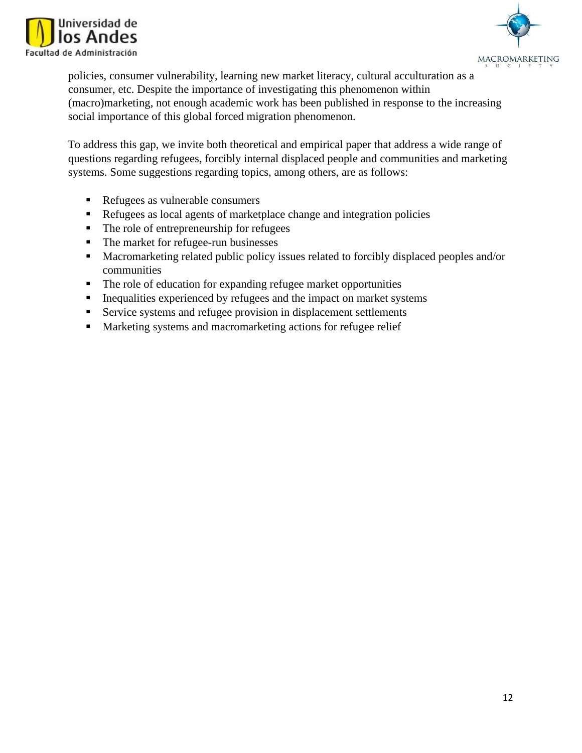policies, consumer vulnerability, learning new market literacy, cultural acculturation as a consumer, etc. Despite the importance of investigating this phenomenon within (macro)marketing, not enough academic work has been published in response to the increasing social importance of this global forced migration phenomenon.

To address this gap, we invite both theoretical and empirical paper that address a wide range of questions regarding refugees, forcibly internal displaced people and communities and marketing systems. Some suggestions regarding topics, among others, are as follows:

- Refugees as vulnerable consumers
- Refugees as local agents of marketplace change and integration policies
- The role of entrepreneurship for refugees
- The market for refugee-run businesses
- Macromarketing related public policy issues related to forcibly displaced peoples and/or communities
- The role of education for expanding refugee market opportunities
- Inequalities experienced by refugees and the impact on market systems
- Service systems and refugee provision in displacement settlements
- Marketing systems and macromarketing actions for refugee relief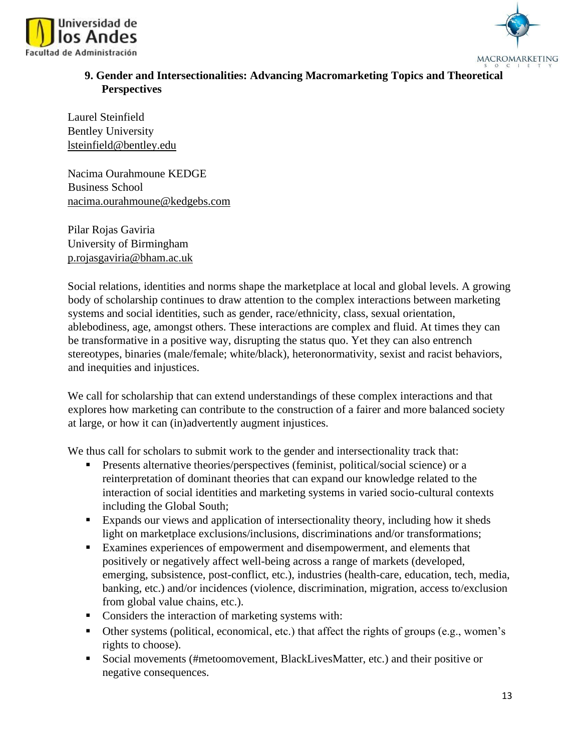## 9. Gender and Intersectionalities: Advancing Macromarketing Topics and Theoretical Perspectives

Laurel Steinfield
Bentley University
lsteinfield@bentley.edu

Nacima Ourahmoune KEDGE
Business School
nacima.ourahmoune@kedgebs.com

Pilar Rojas Gaviria
University of Birmingham
p.rojasgaviria@bham.ac.uk

Social relations, identities and norms shape the marketplace at local and global levels. A growing body of scholarship continues to draw attention to the complex interactions between marketing systems and social identities, such as gender, race/ethnicity, class, sexual orientation, ablebodiness, age, amongst others. These interactions are complex and fluid. At times they can be transformative in a positive way, disrupting the status quo. Yet they can also entrench stereotypes, binaries (male/female; white/black), heteronormativity, sexist and racist behaviors, and inequities and injustices.

We call for scholarship that can extend understandings of these complex interactions and that explores how marketing can contribute to the construction of a fairer and more balanced society at large, or how it can (in)advertently augment injustices.

We thus call for scholars to submit work to the gender and intersectionality track that:

- Presents alternative theories/perspectives (feminist, political/social science) or a reinterpretation of dominant theories that can expand our knowledge related to the interaction of social identities and marketing systems in varied socio-cultural contexts including the Global South;
- Expands our views and application of intersectionality theory, including how it sheds light on marketplace exclusions/inclusions, discriminations and/or transformations;
- Examines experiences of empowerment and disempowerment, and elements that positively or negatively affect well-being across a range of markets (developed, emerging, subsistence, post-conflict, etc.), industries (health-care, education, tech, media, banking, etc.) and/or incidences (violence, discrimination, migration, access to/exclusion from global value chains, etc.).
- Considers the interaction of marketing systems with:
- Other systems (political, economical, etc.) that affect the rights of groups (e.g., women's rights to choose).
- Social movements (#metoomovement, BlackLivesMatter, etc.) and their positive or negative consequences.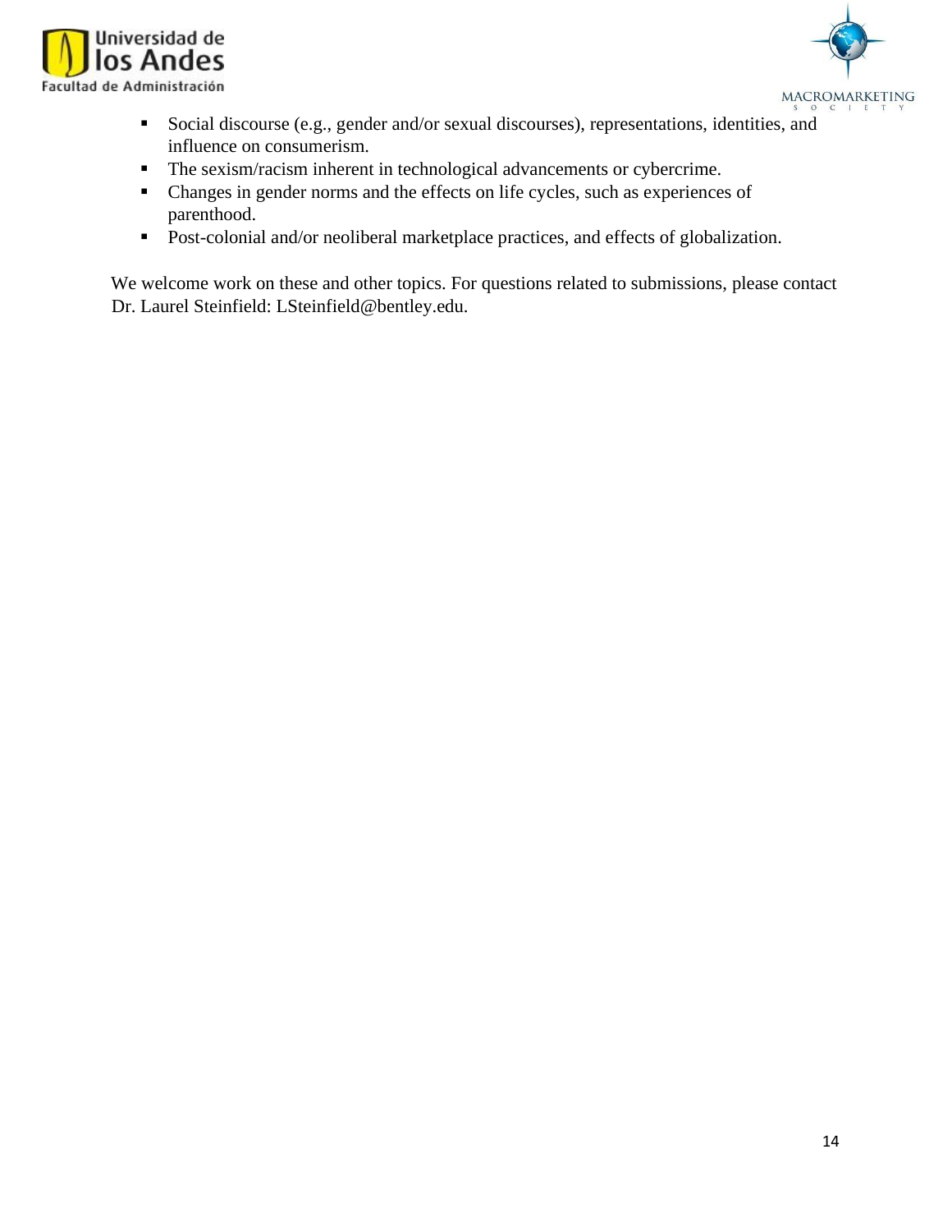- Social discourse (e.g., gender and/or sexual discourses), representations, identities, and influence on consumerism.
- The sexism/racism inherent in technological advancements or cybercrime.
- Changes in gender norms and the effects on life cycles, such as experiences of parenthood.
- Post-colonial and/or neoliberal marketplace practices, and effects of globalization.

We welcome work on these and other topics. For questions related to submissions, please contact Dr. Laurel Steinfield: LSteinfield@bentley.edu.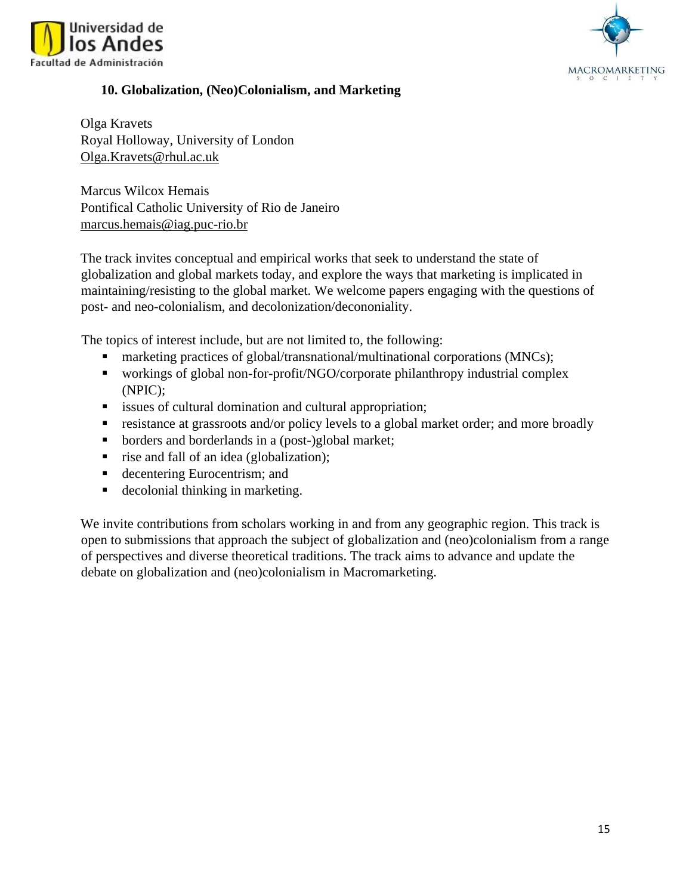## 10. Globalization, (Neo)Colonialism, and Marketing

Olga Kravets
Royal Holloway, University of London
Olga.Kravets@rhul.ac.uk

Marcus Wilcox Hemais
Pontifical Catholic University of Rio de Janeiro
marcus.hemais@iag.puc-rio.br

The track invites conceptual and empirical works that seek to understand the state of globalization and global markets today, and explore the ways that marketing is implicated in maintaining/resisting to the global market. We welcome papers engaging with the questions of post- and neo-colonialism, and decolonization/decononiality.

The topics of interest include, but are not limited to, the following:

- marketing practices of global/transnational/multinational corporations (MNCs);
- workings of global non-for-profit/NGO/corporate philanthropy industrial complex (NPIC);
- issues of cultural domination and cultural appropriation;
- resistance at grassroots and/or policy levels to a global market order; and more broadly
- borders and borderlands in a (post-)global market;
- rise and fall of an idea (globalization);
- decentering Eurocentrism; and
- decolonial thinking in marketing.

We invite contributions from scholars working in and from any geographic region. This track is open to submissions that approach the subject of globalization and (neo)colonialism from a range of perspectives and diverse theoretical traditions. The track aims to advance and update the debate on globalization and (neo)colonialism in Macromarketing.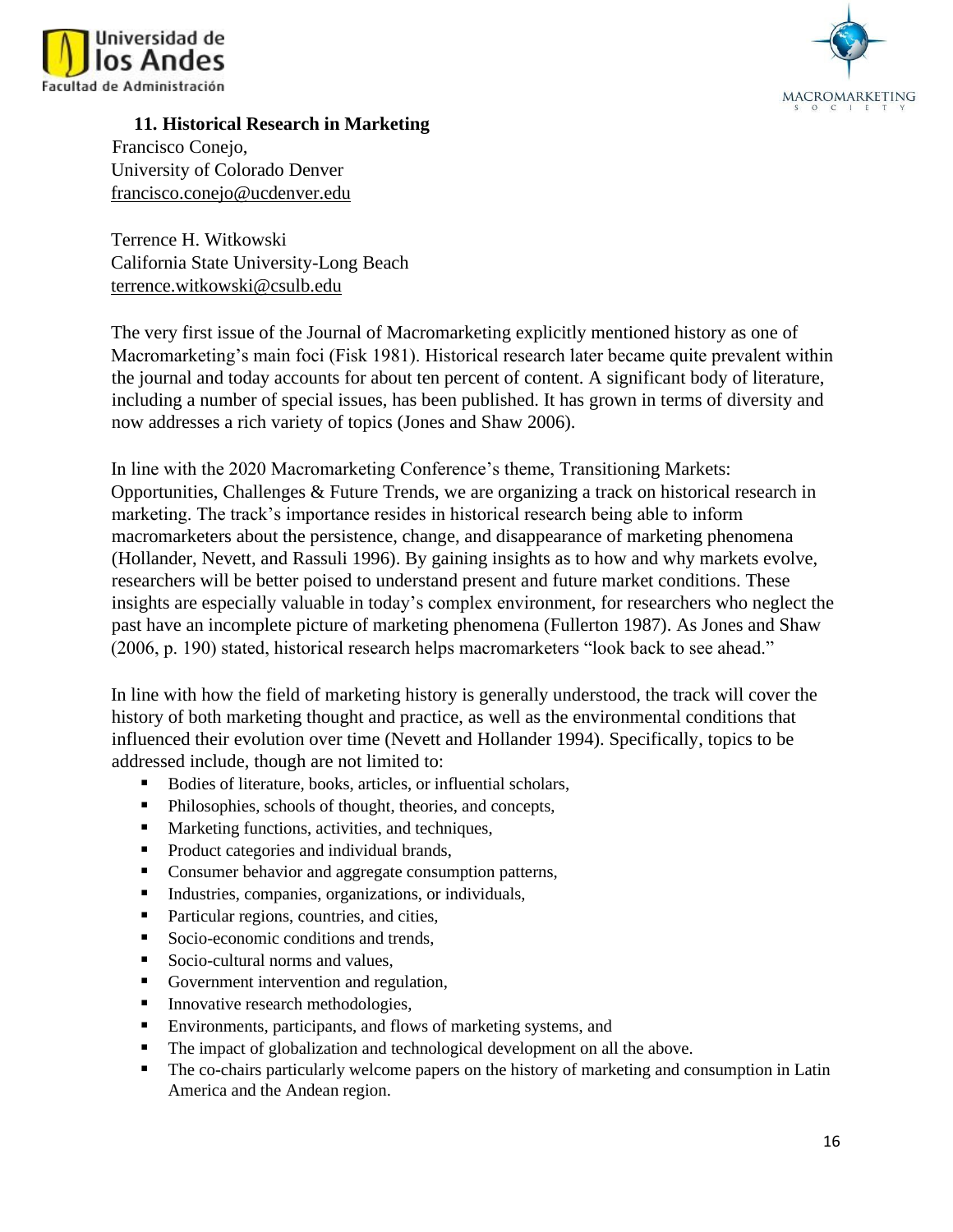## 11. Historical Research in Marketing

Francisco Conejo,
University of Colorado Denver
francisco.conejo@ucdenver.edu

Terrence H. Witkowski
California State University-Long Beach
terrence.witkowski@csulb.edu

The very first issue of the Journal of Macromarketing explicitly mentioned history as one of Macromarketing's main foci (Fisk 1981). Historical research later became quite prevalent within the journal and today accounts for about ten percent of content. A significant body of literature, including a number of special issues, has been published. It has grown in terms of diversity and now addresses a rich variety of topics (Jones and Shaw 2006).

In line with the 2020 Macromarketing Conference's theme, Transitioning Markets: Opportunities, Challenges & Future Trends, we are organizing a track on historical research in marketing. The track's importance resides in historical research being able to inform macromarketers about the persistence, change, and disappearance of marketing phenomena (Hollander, Nevett, and Rassuli 1996). By gaining insights as to how and why markets evolve, researchers will be better poised to understand present and future market conditions. These insights are especially valuable in today's complex environment, for researchers who neglect the past have an incomplete picture of marketing phenomena (Fullerton 1987). As Jones and Shaw (2006, p. 190) stated, historical research helps macromarketers "look back to see ahead."

In line with how the field of marketing history is generally understood, the track will cover the history of both marketing thought and practice, as well as the environmental conditions that influenced their evolution over time (Nevett and Hollander 1994). Specifically, topics to be addressed include, though are not limited to:

- Bodies of literature, books, articles, or influential scholars,
- Philosophies, schools of thought, theories, and concepts,
- Marketing functions, activities, and techniques,
- Product categories and individual brands,
- Consumer behavior and aggregate consumption patterns,
- Industries, companies, organizations, or individuals,
- Particular regions, countries, and cities,
- Socio-economic conditions and trends,
- Socio-cultural norms and values,
- Government intervention and regulation,
- Innovative research methodologies,
- Environments, participants, and flows of marketing systems, and
- The impact of globalization and technological development on all the above.
- The co-chairs particularly welcome papers on the history of marketing and consumption in Latin America and the Andean region.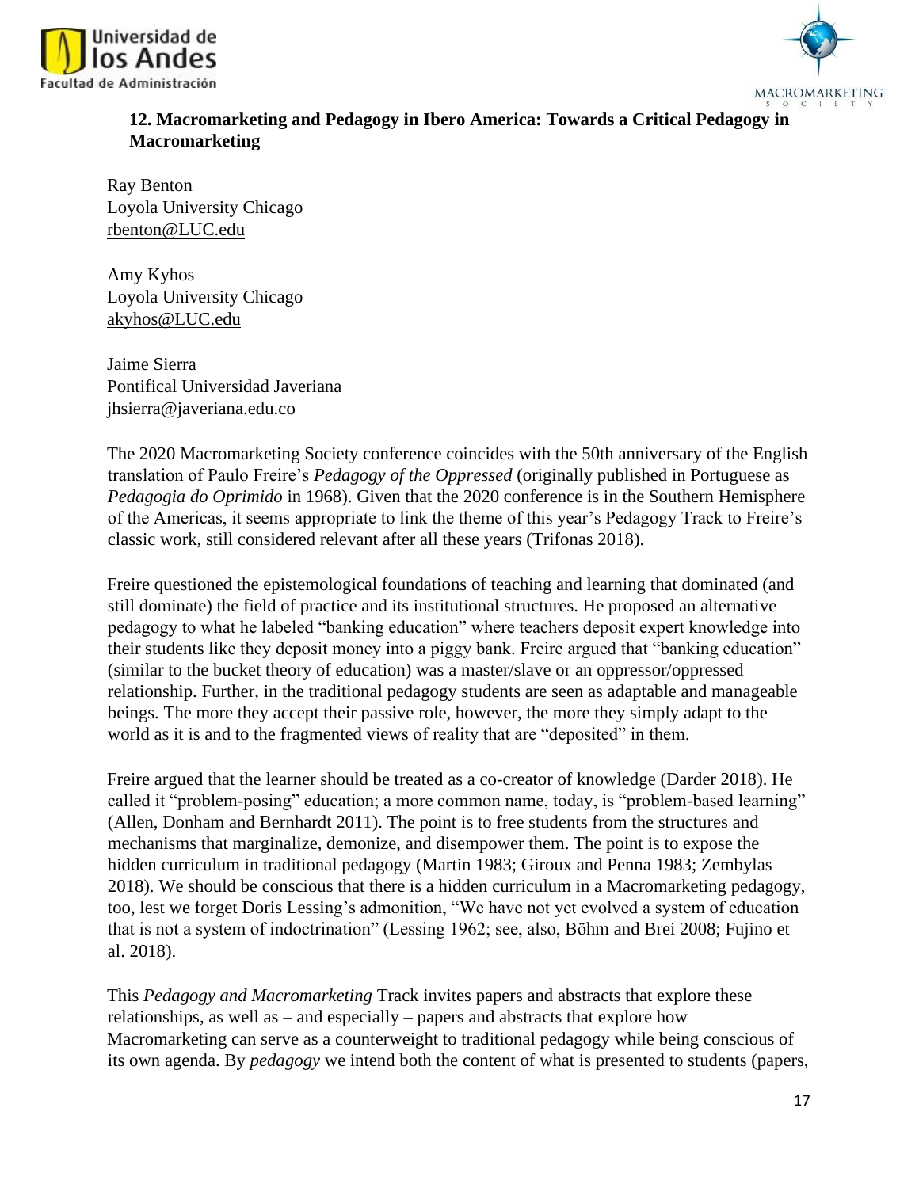## 12. Macromarketing and Pedagogy in Ibero America: Towards a Critical Pedagogy in Macromarketing

Ray Benton
Loyola University Chicago
rbenton@LUC.edu

Amy Kyhos
Loyola University Chicago
akyhos@LUC.edu

Jaime Sierra
Pontifical Universidad Javeriana
jhsierra@javeriana.edu.co

The 2020 Macromarketing Society conference coincides with the 50th anniversary of the English translation of Paulo Freire's *Pedagogy of the Oppressed* (originally published in Portuguese as *Pedagogia do Oprimido* in 1968). Given that the 2020 conference is in the Southern Hemisphere of the Americas, it seems appropriate to link the theme of this year's Pedagogy Track to Freire's classic work, still considered relevant after all these years (Trifonas 2018).

Freire questioned the epistemological foundations of teaching and learning that dominated (and still dominate) the field of practice and its institutional structures. He proposed an alternative pedagogy to what he labeled "banking education" where teachers deposit expert knowledge into their students like they deposit money into a piggy bank. Freire argued that "banking education" (similar to the bucket theory of education) was a master/slave or an oppressor/oppressed relationship. Further, in the traditional pedagogy students are seen as adaptable and manageable beings. The more they accept their passive role, however, the more they simply adapt to the world as it is and to the fragmented views of reality that are "deposited" in them.

Freire argued that the learner should be treated as a co-creator of knowledge (Darder 2018). He called it "problem-posing" education; a more common name, today, is "problem-based learning" (Allen, Donham and Bernhardt 2011). The point is to free students from the structures and mechanisms that marginalize, demonize, and disempower them. The point is to expose the hidden curriculum in traditional pedagogy (Martin 1983; Giroux and Penna 1983; Zembylas 2018). We should be conscious that there is a hidden curriculum in a Macromarketing pedagogy, too, lest we forget Doris Lessing's admonition, "We have not yet evolved a system of education that is not a system of indoctrination" (Lessing 1962; see, also, Böhm and Brei 2008; Fujino et al. 2018).

This *Pedagogy and Macromarketing* Track invites papers and abstracts that explore these relationships, as well as – and especially – papers and abstracts that explore how Macromarketing can serve as a counterweight to traditional pedagogy while being conscious of its own agenda. By *pedagogy* we intend both the content of what is presented to students (papers,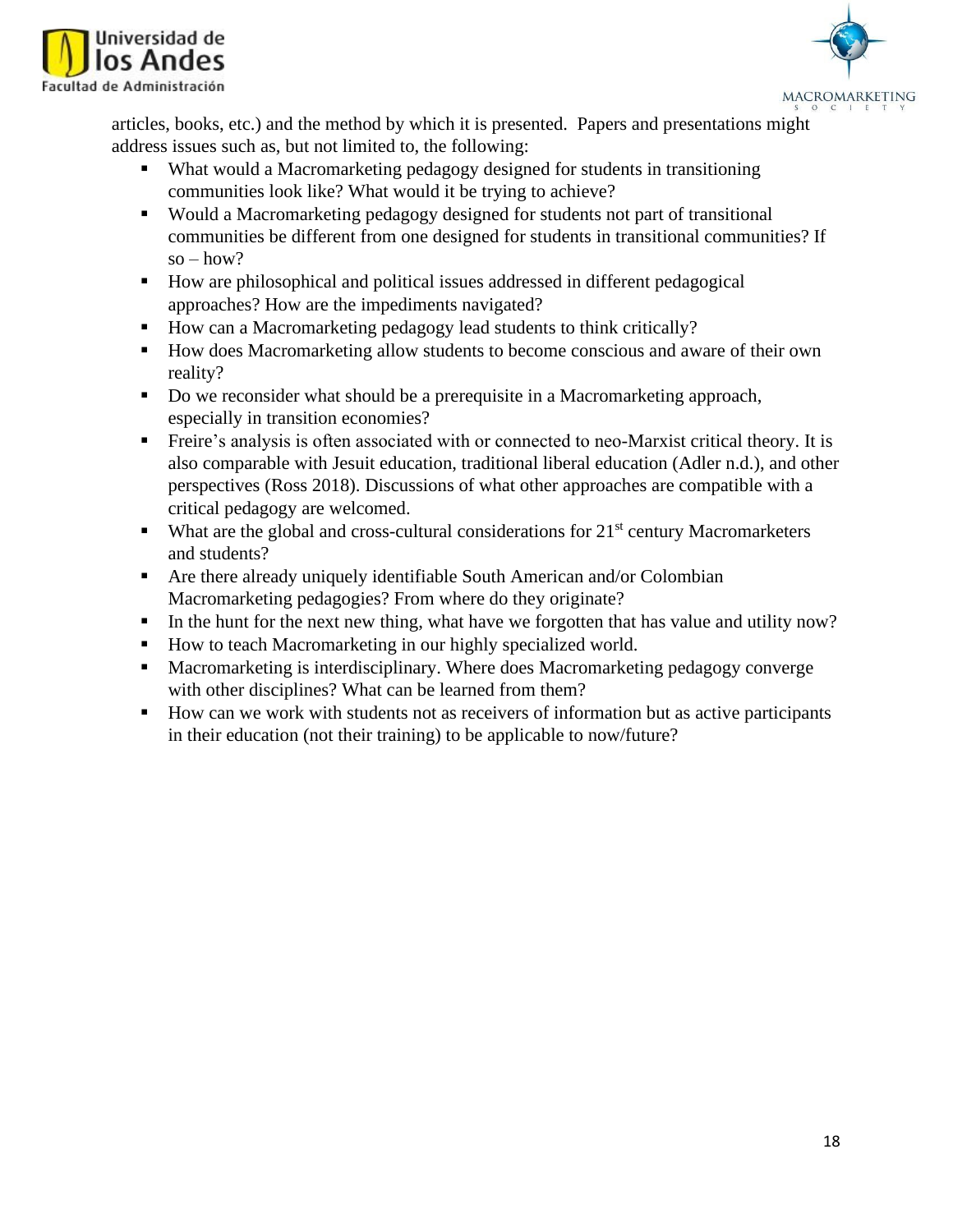articles, books, etc.) and the method by which it is presented. Papers and presentations might address issues such as, but not limited to, the following:

- What would a Macromarketing pedagogy designed for students in transitioning communities look like? What would it be trying to achieve?
- Would a Macromarketing pedagogy designed for students not part of transitional communities be different from one designed for students in transitional communities? If so – how?
- How are philosophical and political issues addressed in different pedagogical approaches? How are the impediments navigated?
- How can a Macromarketing pedagogy lead students to think critically?
- How does Macromarketing allow students to become conscious and aware of their own reality?
- Do we reconsider what should be a prerequisite in a Macromarketing approach, especially in transition economies?
- Freire's analysis is often associated with or connected to neo-Marxist critical theory. It is also comparable with Jesuit education, traditional liberal education (Adler n.d.), and other perspectives (Ross 2018). Discussions of what other approaches are compatible with a critical pedagogy are welcomed.
- What are the global and cross-cultural considerations for 21st century Macromarketers and students?
- Are there already uniquely identifiable South American and/or Colombian Macromarketing pedagogies? From where do they originate?
- In the hunt for the next new thing, what have we forgotten that has value and utility now?
- How to teach Macromarketing in our highly specialized world.
- Macromarketing is interdisciplinary. Where does Macromarketing pedagogy converge with other disciplines? What can be learned from them?
- How can we work with students not as receivers of information but as active participants in their education (not their training) to be applicable to now/future?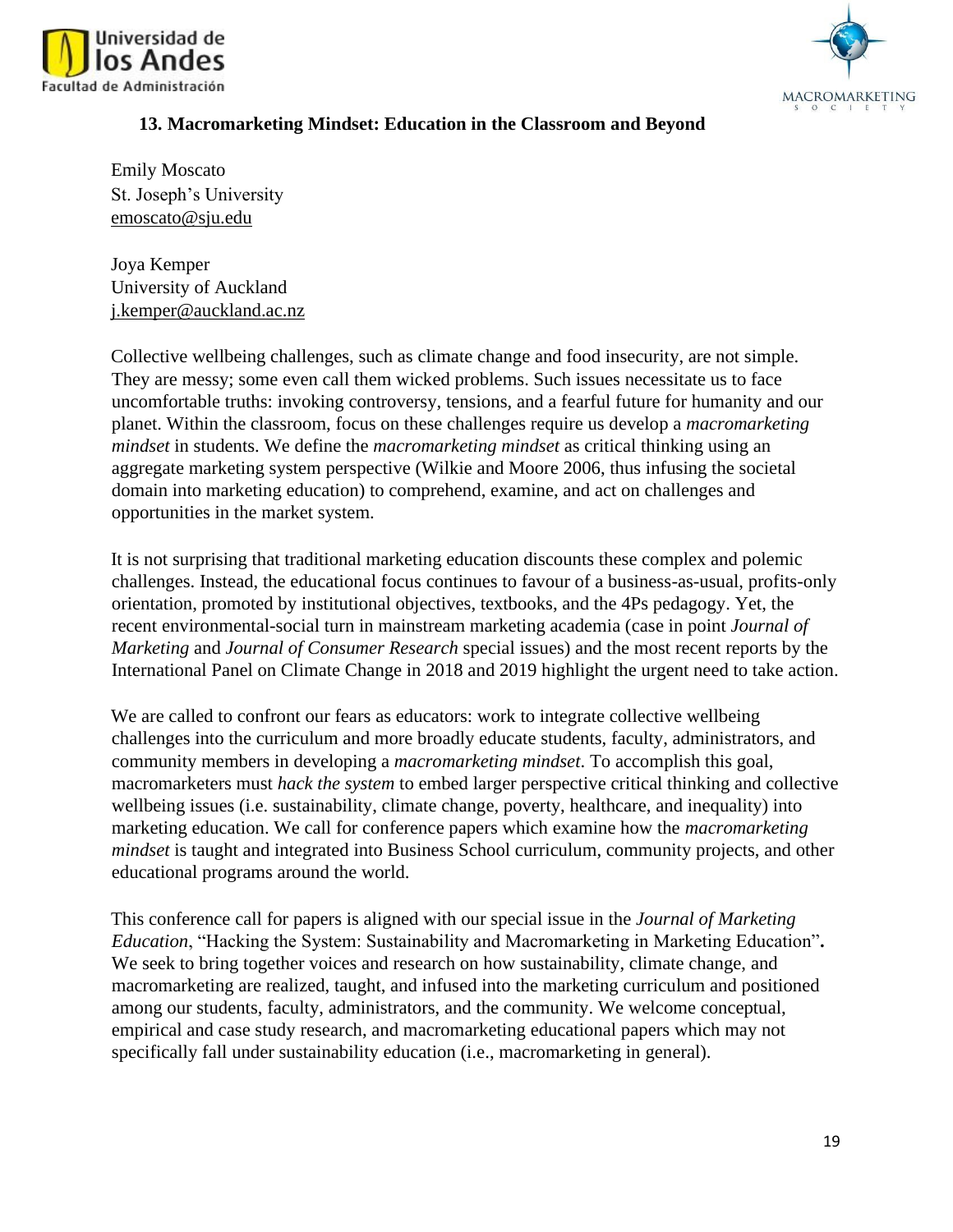### 13. Macromarketing Mindset: Education in the Classroom and Beyond

Emily Moscato
St. Joseph's University
emoscato@sju.edu

Joya Kemper
University of Auckland
j.kemper@auckland.ac.nz

Collective wellbeing challenges, such as climate change and food insecurity, are not simple. They are messy; some even call them wicked problems. Such issues necessitate us to face uncomfortable truths: invoking controversy, tensions, and a fearful future for humanity and our planet. Within the classroom, focus on these challenges require us develop a *macromarketing mindset* in students. We define the *macromarketing mindset* as critical thinking using an aggregate marketing system perspective (Wilkie and Moore 2006, thus infusing the societal domain into marketing education) to comprehend, examine, and act on challenges and opportunities in the market system.

It is not surprising that traditional marketing education discounts these complex and polemic challenges. Instead, the educational focus continues to favour of a business-as-usual, profits-only orientation, promoted by institutional objectives, textbooks, and the 4Ps pedagogy. Yet, the recent environmental-social turn in mainstream marketing academia (case in point *Journal of Marketing* and *Journal of Consumer Research* special issues) and the most recent reports by the International Panel on Climate Change in 2018 and 2019 highlight the urgent need to take action.

We are called to confront our fears as educators: work to integrate collective wellbeing challenges into the curriculum and more broadly educate students, faculty, administrators, and community members in developing a *macromarketing mindset*. To accomplish this goal, macromarketers must *hack the system* to embed larger perspective critical thinking and collective wellbeing issues (i.e. sustainability, climate change, poverty, healthcare, and inequality) into marketing education. We call for conference papers which examine how the *macromarketing mindset* is taught and integrated into Business School curriculum, community projects, and other educational programs around the world.

This conference call for papers is aligned with our special issue in the *Journal of Marketing Education*, "Hacking the System: Sustainability and Macromarketing in Marketing Education"**.** We seek to bring together voices and research on how sustainability, climate change, and macromarketing are realized, taught, and infused into the marketing curriculum and positioned among our students, faculty, administrators, and the community. We welcome conceptual, empirical and case study research, and macromarketing educational papers which may not specifically fall under sustainability education (i.e., macromarketing in general).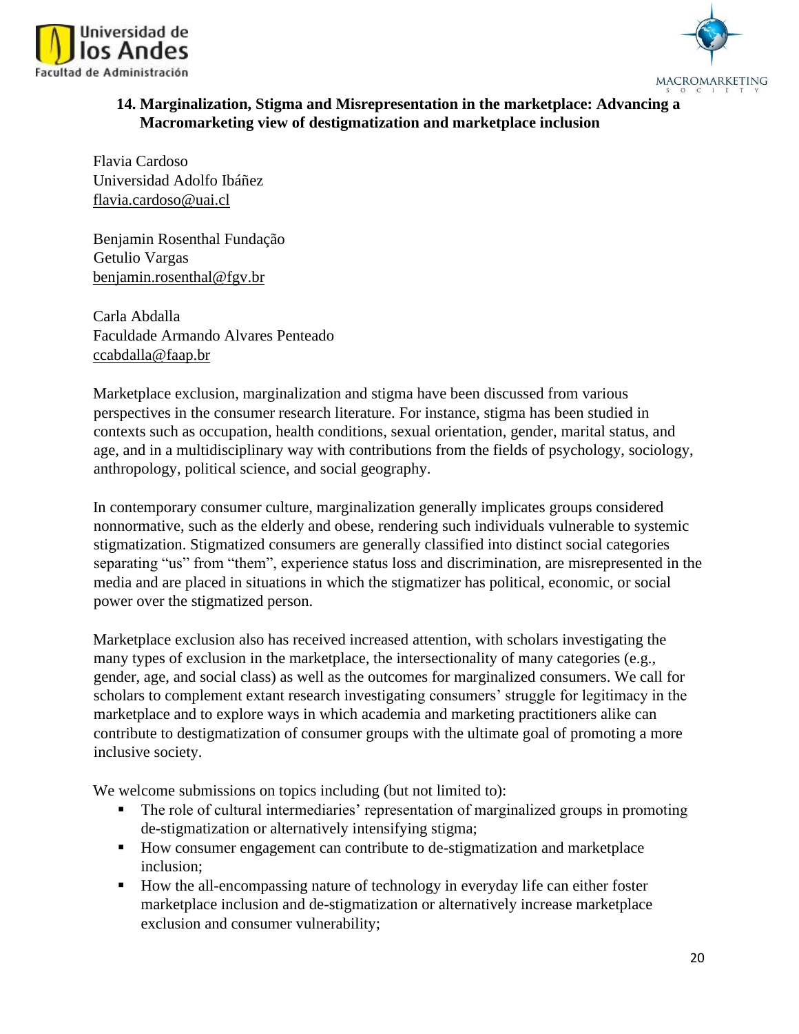### 14. Marginalization, Stigma and Misrepresentation in the marketplace: Advancing a Macromarketing view of destigmatization and marketplace inclusion

Flavia Cardoso
Universidad Adolfo Ibáñez
flavia.cardoso@uai.cl

Benjamin Rosenthal Fundação
Getulio Vargas
benjamin.rosenthal@fgv.br

Carla Abdalla
Faculdade Armando Alvares Penteado
ccabdalla@faap.br

Marketplace exclusion, marginalization and stigma have been discussed from various perspectives in the consumer research literature. For instance, stigma has been studied in contexts such as occupation, health conditions, sexual orientation, gender, marital status, and age, and in a multidisciplinary way with contributions from the fields of psychology, sociology, anthropology, political science, and social geography.

In contemporary consumer culture, marginalization generally implicates groups considered nonnormative, such as the elderly and obese, rendering such individuals vulnerable to systemic stigmatization. Stigmatized consumers are generally classified into distinct social categories separating "us" from "them", experience status loss and discrimination, are misrepresented in the media and are placed in situations in which the stigmatizer has political, economic, or social power over the stigmatized person.

Marketplace exclusion also has received increased attention, with scholars investigating the many types of exclusion in the marketplace, the intersectionality of many categories (e.g., gender, age, and social class) as well as the outcomes for marginalized consumers. We call for scholars to complement extant research investigating consumers' struggle for legitimacy in the marketplace and to explore ways in which academia and marketing practitioners alike can contribute to destigmatization of consumer groups with the ultimate goal of promoting a more inclusive society.

We welcome submissions on topics including (but not limited to):

- The role of cultural intermediaries' representation of marginalized groups in promoting de-stigmatization or alternatively intensifying stigma;
- How consumer engagement can contribute to de-stigmatization and marketplace inclusion;
- How the all-encompassing nature of technology in everyday life can either foster marketplace inclusion and de-stigmatization or alternatively increase marketplace exclusion and consumer vulnerability;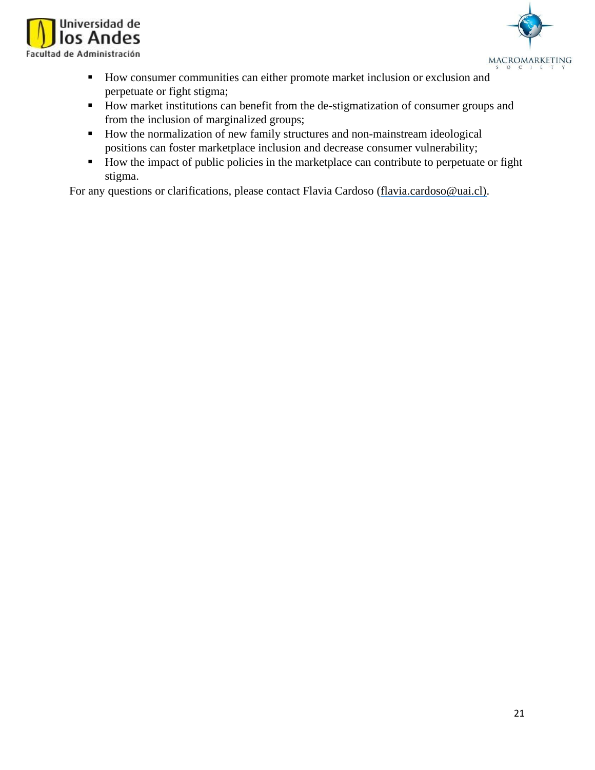- How consumer communities can either promote market inclusion or exclusion and perpetuate or fight stigma;
- How market institutions can benefit from the de-stigmatization of consumer groups and from the inclusion of marginalized groups;
- How the normalization of new family structures and non-mainstream ideological positions can foster marketplace inclusion and decrease consumer vulnerability;
- How the impact of public policies in the marketplace can contribute to perpetuate or fight stigma.

For any questions or clarifications, please contact Flavia Cardoso (flavia.cardoso@uai.cl).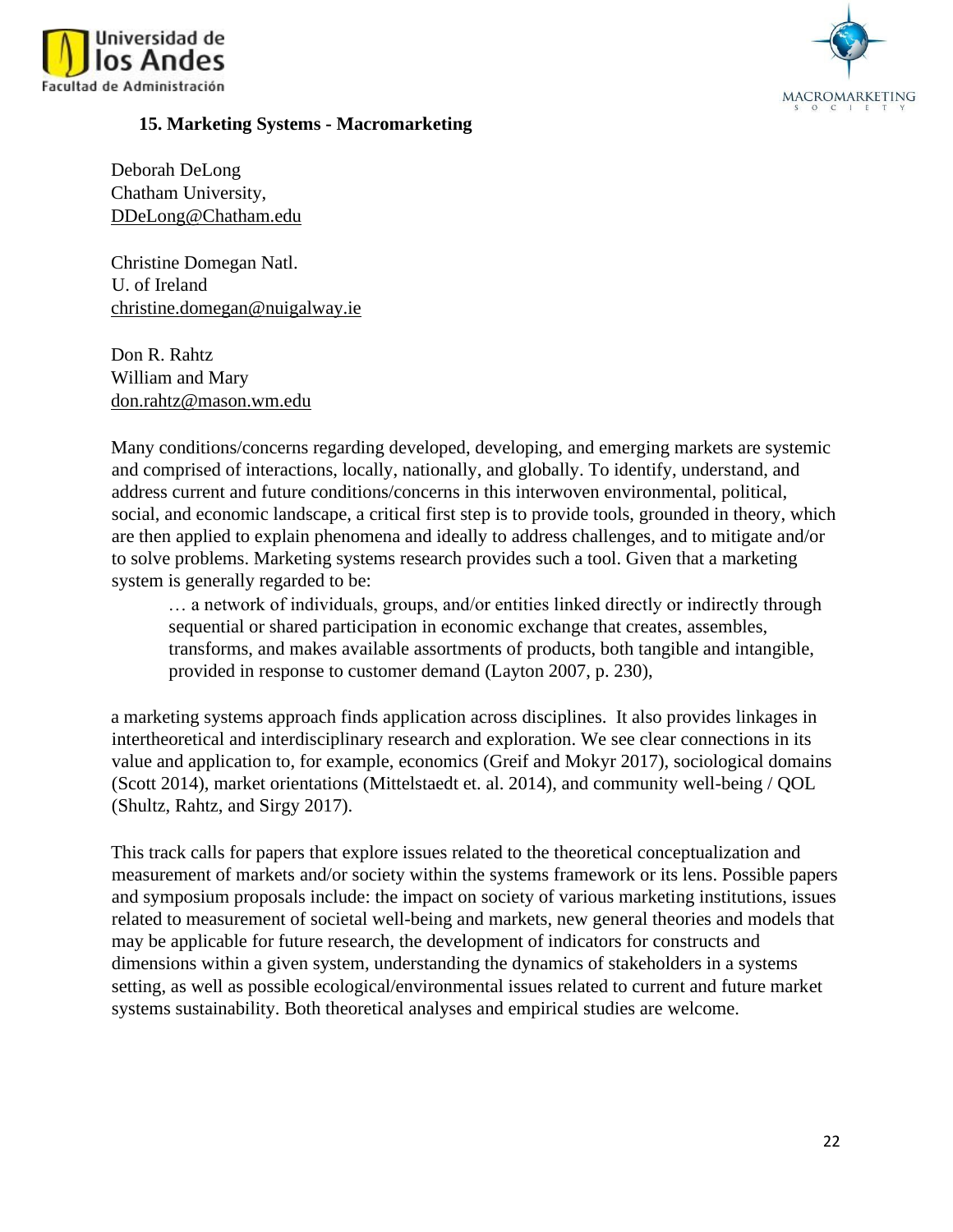### 15. Marketing Systems - Macromarketing

Deborah DeLong
Chatham University,
DDeLong@Chatham.edu

Christine Domegan Natl.
U. of Ireland
christine.domegan@nuigalway.ie

Don R. Rahtz
William and Mary
don.rahtz@mason.wm.edu

Many conditions/concerns regarding developed, developing, and emerging markets are systemic and comprised of interactions, locally, nationally, and globally. To identify, understand, and address current and future conditions/concerns in this interwoven environmental, political, social, and economic landscape, a critical first step is to provide tools, grounded in theory, which are then applied to explain phenomena and ideally to address challenges, and to mitigate and/or to solve problems. Marketing systems research provides such a tool. Given that a marketing system is generally regarded to be:

> … a network of individuals, groups, and/or entities linked directly or indirectly through sequential or shared participation in economic exchange that creates, assembles, transforms, and makes available assortments of products, both tangible and intangible, provided in response to customer demand (Layton 2007, p. 230),

a marketing systems approach finds application across disciplines. It also provides linkages in intertheoretical and interdisciplinary research and exploration. We see clear connections in its value and application to, for example, economics (Greif and Mokyr 2017), sociological domains (Scott 2014), market orientations (Mittelstaedt et. al. 2014), and community well-being / QOL (Shultz, Rahtz, and Sirgy 2017).

This track calls for papers that explore issues related to the theoretical conceptualization and measurement of markets and/or society within the systems framework or its lens. Possible papers and symposium proposals include: the impact on society of various marketing institutions, issues related to measurement of societal well-being and markets, new general theories and models that may be applicable for future research, the development of indicators for constructs and dimensions within a given system, understanding the dynamics of stakeholders in a systems setting, as well as possible ecological/environmental issues related to current and future market systems sustainability. Both theoretical analyses and empirical studies are welcome.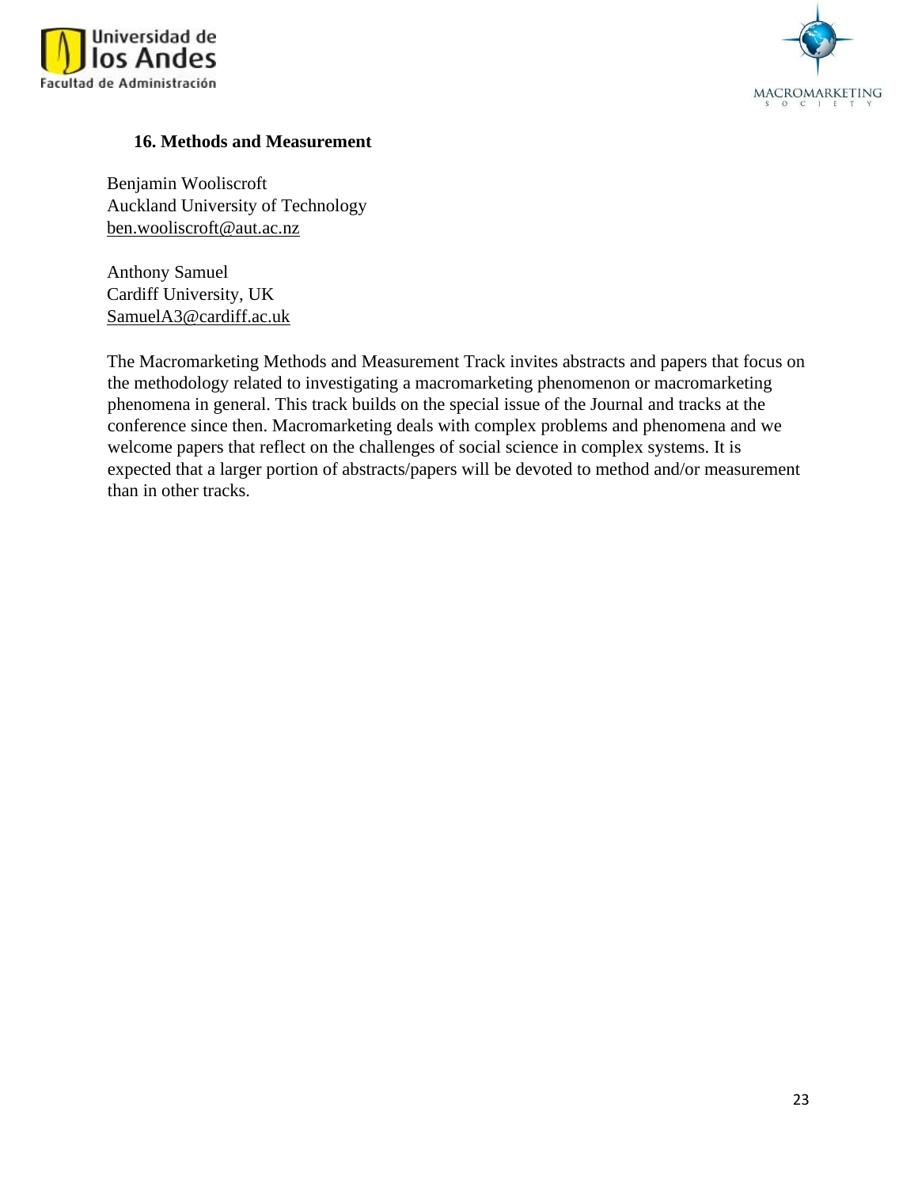## 16. Methods and Measurement

Benjamin Wooliscroft
Auckland University of Technology
ben.wooliscroft@aut.ac.nz

Anthony Samuel
Cardiff University, UK
SamuelA3@cardiff.ac.uk

The Macromarketing Methods and Measurement Track invites abstracts and papers that focus on the methodology related to investigating a macromarketing phenomenon or macromarketing phenomena in general. This track builds on the special issue of the Journal and tracks at the conference since then. Macromarketing deals with complex problems and phenomena and we welcome papers that reflect on the challenges of social science in complex systems. It is expected that a larger portion of abstracts/papers will be devoted to method and/or measurement than in other tracks.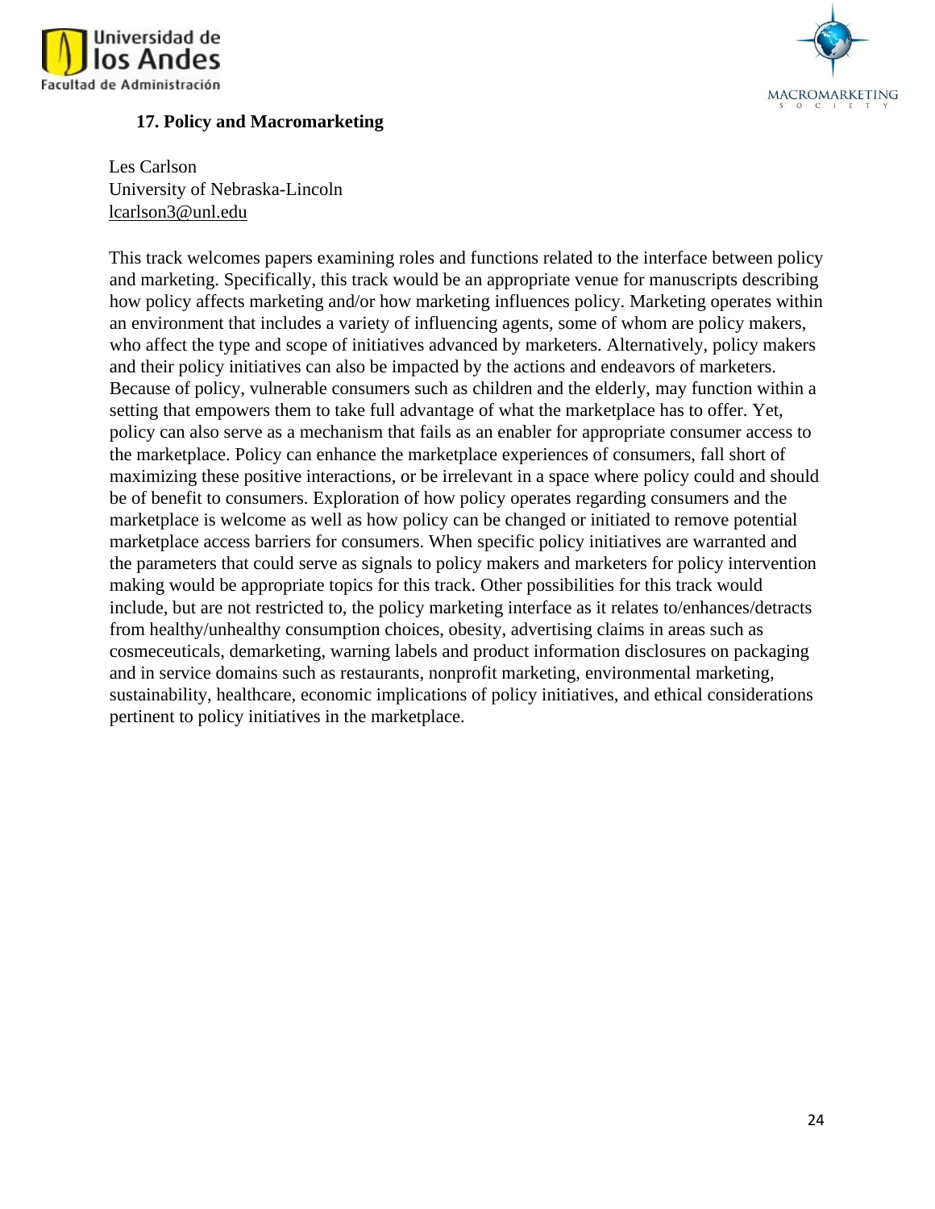### 17. Policy and Macromarketing

Les Carlson
University of Nebraska-Lincoln
lcarlson3@unl.edu

This track welcomes papers examining roles and functions related to the interface between policy and marketing. Specifically, this track would be an appropriate venue for manuscripts describing how policy affects marketing and/or how marketing influences policy. Marketing operates within an environment that includes a variety of influencing agents, some of whom are policy makers, who affect the type and scope of initiatives advanced by marketers. Alternatively, policy makers and their policy initiatives can also be impacted by the actions and endeavors of marketers. Because of policy, vulnerable consumers such as children and the elderly, may function within a setting that empowers them to take full advantage of what the marketplace has to offer. Yet, policy can also serve as a mechanism that fails as an enabler for appropriate consumer access to the marketplace. Policy can enhance the marketplace experiences of consumers, fall short of maximizing these positive interactions, or be irrelevant in a space where policy could and should be of benefit to consumers. Exploration of how policy operates regarding consumers and the marketplace is welcome as well as how policy can be changed or initiated to remove potential marketplace access barriers for consumers. When specific policy initiatives are warranted and the parameters that could serve as signals to policy makers and marketers for policy intervention making would be appropriate topics for this track. Other possibilities for this track would include, but are not restricted to, the policy marketing interface as it relates to/enhances/detracts from healthy/unhealthy consumption choices, obesity, advertising claims in areas such as cosmeceuticals, demarketing, warning labels and product information disclosures on packaging and in service domains such as restaurants, nonprofit marketing, environmental marketing, sustainability, healthcare, economic implications of policy initiatives, and ethical considerations pertinent to policy initiatives in the marketplace.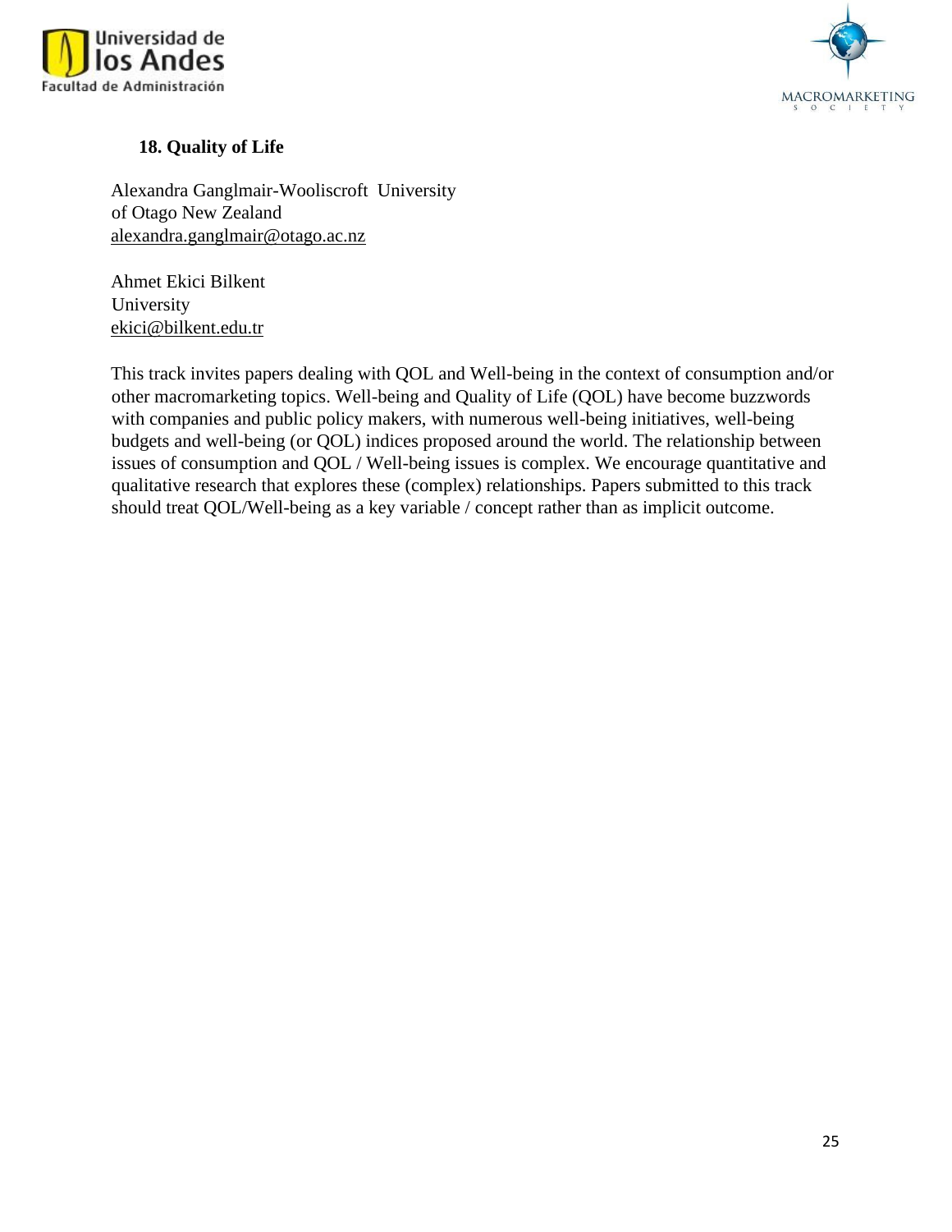### 18. Quality of Life

Alexandra Ganglmair-Wooliscroft University of Otago New Zealand
alexandra.ganglmair@otago.ac.nz

Ahmet Ekici Bilkent University
ekici@bilkent.edu.tr

This track invites papers dealing with QOL and Well-being in the context of consumption and/or other macromarketing topics. Well-being and Quality of Life (QOL) have become buzzwords with companies and public policy makers, with numerous well-being initiatives, well-being budgets and well-being (or QOL) indices proposed around the world. The relationship between issues of consumption and QOL / Well-being issues is complex. We encourage quantitative and qualitative research that explores these (complex) relationships. Papers submitted to this track should treat QOL/Well-being as a key variable / concept rather than as implicit outcome.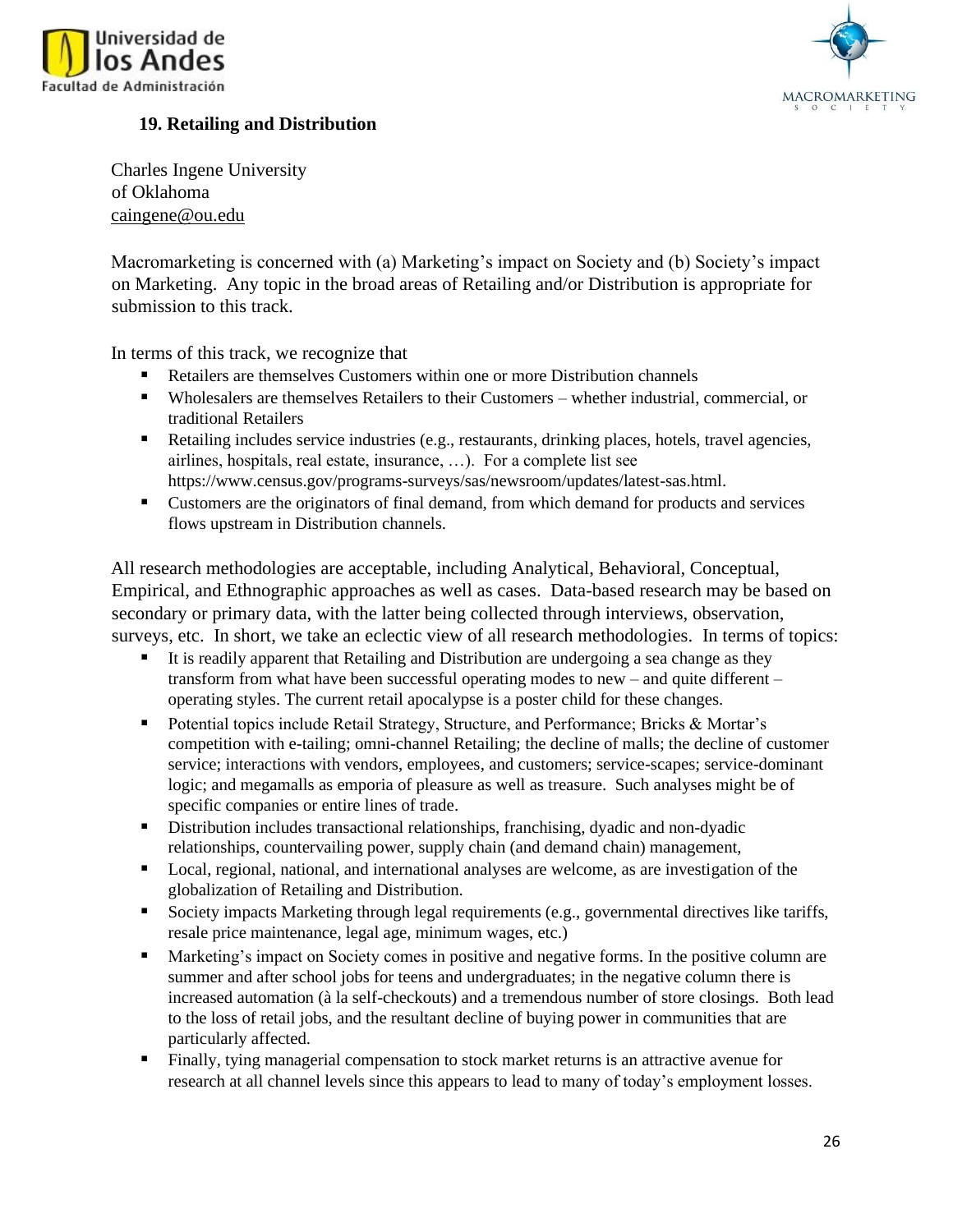### 19. Retailing and Distribution

Charles Ingene University of Oklahoma
caingene@ou.edu

Macromarketing is concerned with (a) Marketing's impact on Society and (b) Society's impact on Marketing. Any topic in the broad areas of Retailing and/or Distribution is appropriate for submission to this track.

In terms of this track, we recognize that

- Retailers are themselves Customers within one or more Distribution channels
- Wholesalers are themselves Retailers to their Customers – whether industrial, commercial, or traditional Retailers
- Retailing includes service industries (e.g., restaurants, drinking places, hotels, travel agencies, airlines, hospitals, real estate, insurance, …). For a complete list see https://www.census.gov/programs-surveys/sas/newsroom/updates/latest-sas.html.
- Customers are the originators of final demand, from which demand for products and services flows upstream in Distribution channels.

All research methodologies are acceptable, including Analytical, Behavioral, Conceptual, Empirical, and Ethnographic approaches as well as cases. Data-based research may be based on secondary or primary data, with the latter being collected through interviews, observation, surveys, etc. In short, we take an eclectic view of all research methodologies. In terms of topics:

- It is readily apparent that Retailing and Distribution are undergoing a sea change as they transform from what have been successful operating modes to new – and quite different – operating styles. The current retail apocalypse is a poster child for these changes.
- Potential topics include Retail Strategy, Structure, and Performance; Bricks & Mortar's competition with e-tailing; omni-channel Retailing; the decline of malls; the decline of customer service; interactions with vendors, employees, and customers; service-scapes; service-dominant logic; and megamalls as emporia of pleasure as well as treasure. Such analyses might be of specific companies or entire lines of trade.
- Distribution includes transactional relationships, franchising, dyadic and non-dyadic relationships, countervailing power, supply chain (and demand chain) management,
- Local, regional, national, and international analyses are welcome, as are investigation of the globalization of Retailing and Distribution.
- Society impacts Marketing through legal requirements (e.g., governmental directives like tariffs, resale price maintenance, legal age, minimum wages, etc.)
- Marketing's impact on Society comes in positive and negative forms. In the positive column are summer and after school jobs for teens and undergraduates; in the negative column there is increased automation (à la self-checkouts) and a tremendous number of store closings. Both lead to the loss of retail jobs, and the resultant decline of buying power in communities that are particularly affected.
- Finally, tying managerial compensation to stock market returns is an attractive avenue for research at all channel levels since this appears to lead to many of today's employment losses.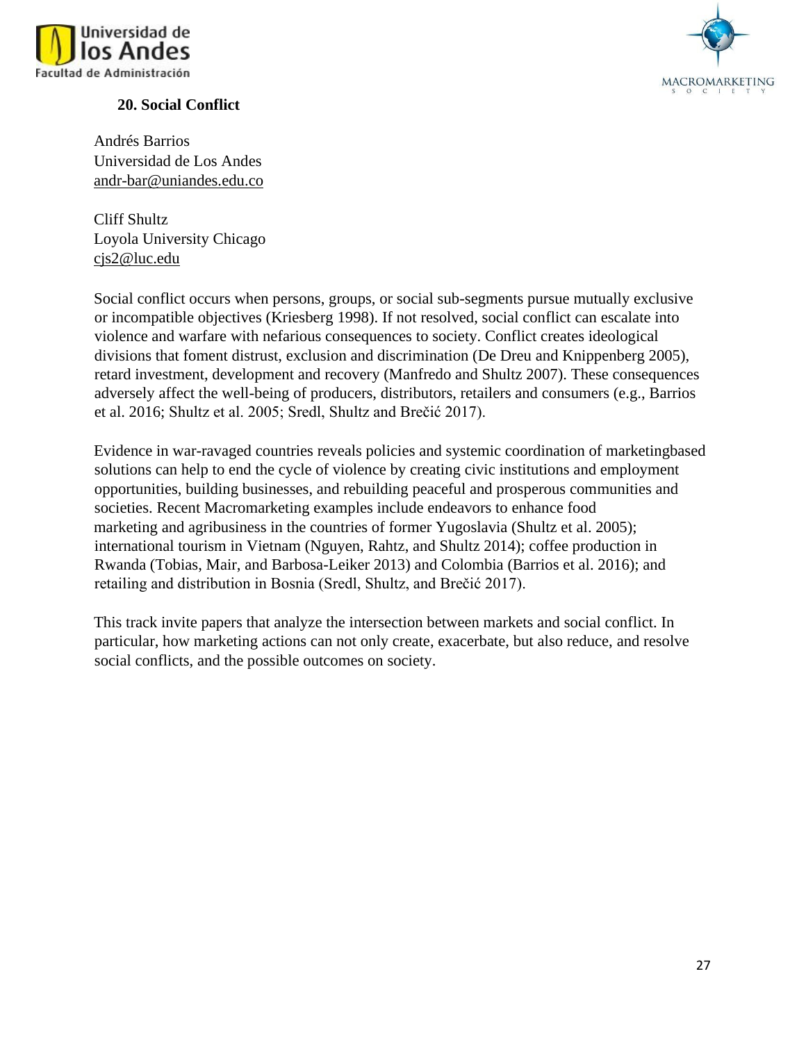## 20. Social Conflict

Andrés Barrios
Universidad de Los Andes
andr-bar@uniandes.edu.co

Cliff Shultz
Loyola University Chicago
cjs2@luc.edu

Social conflict occurs when persons, groups, or social sub-segments pursue mutually exclusive or incompatible objectives (Kriesberg 1998). If not resolved, social conflict can escalate into violence and warfare with nefarious consequences to society. Conflict creates ideological divisions that foment distrust, exclusion and discrimination (De Dreu and Knippenberg 2005), retard investment, development and recovery (Manfredo and Shultz 2007). These consequences adversely affect the well-being of producers, distributors, retailers and consumers (e.g., Barrios et al. 2016; Shultz et al. 2005; Sredl, Shultz and Brečić 2017).

Evidence in war-ravaged countries reveals policies and systemic coordination of marketingbased solutions can help to end the cycle of violence by creating civic institutions and employment opportunities, building businesses, and rebuilding peaceful and prosperous communities and societies. Recent Macromarketing examples include endeavors to enhance food marketing and agribusiness in the countries of former Yugoslavia (Shultz et al. 2005); international tourism in Vietnam (Nguyen, Rahtz, and Shultz 2014); coffee production in Rwanda (Tobias, Mair, and Barbosa-Leiker 2013) and Colombia (Barrios et al. 2016); and retailing and distribution in Bosnia (Sredl, Shultz, and Brečić 2017).

This track invite papers that analyze the intersection between markets and social conflict. In particular, how marketing actions can not only create, exacerbate, but also reduce, and resolve social conflicts, and the possible outcomes on society.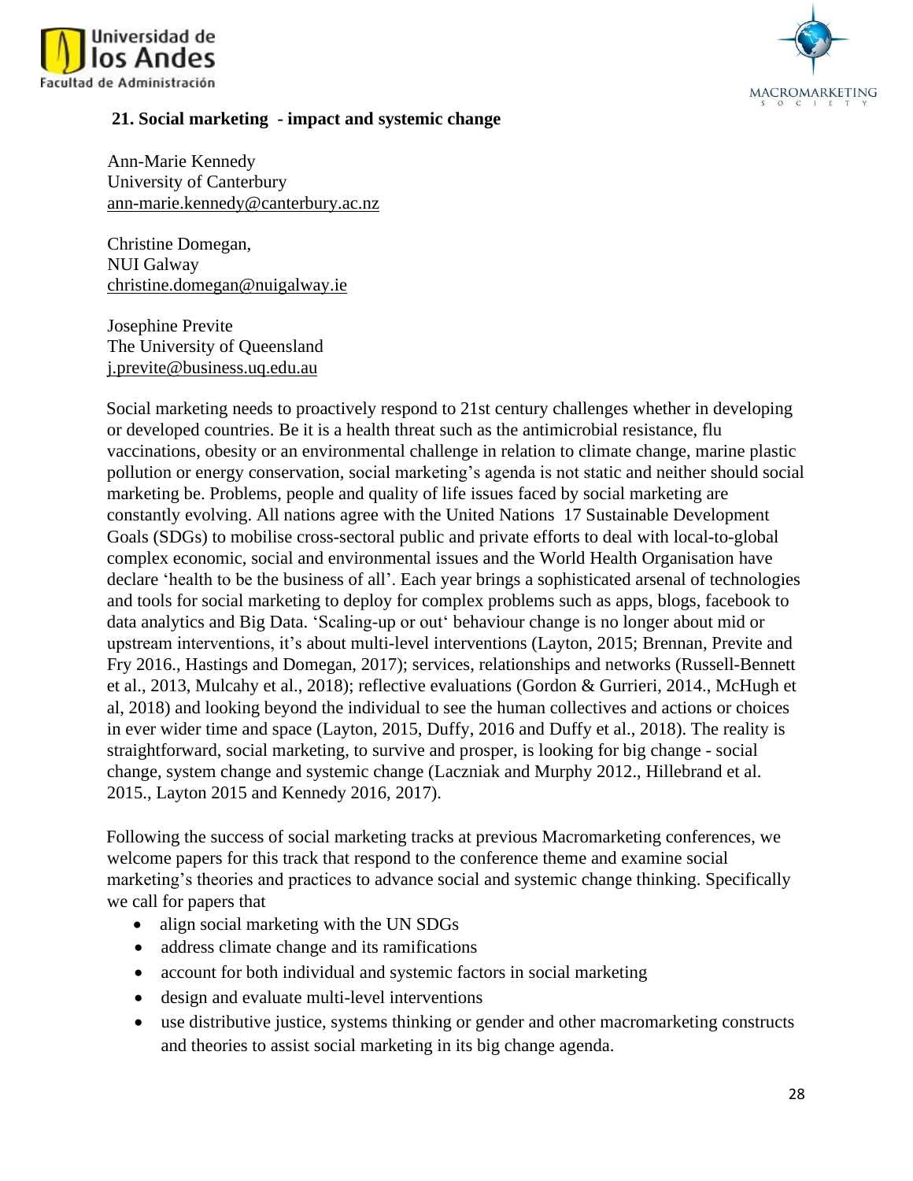## 21. Social marketing - impact and systemic change

Ann-Marie Kennedy
University of Canterbury
ann-marie.kennedy@canterbury.ac.nz

Christine Domegan,
NUI Galway
christine.domegan@nuigalway.ie

Josephine Previte
The University of Queensland
j.previte@business.uq.edu.au

Social marketing needs to proactively respond to 21st century challenges whether in developing or developed countries. Be it is a health threat such as the antimicrobial resistance, flu vaccinations, obesity or an environmental challenge in relation to climate change, marine plastic pollution or energy conservation, social marketing's agenda is not static and neither should social marketing be. Problems, people and quality of life issues faced by social marketing are constantly evolving. All nations agree with the United Nations 17 Sustainable Development Goals (SDGs) to mobilise cross-sectoral public and private efforts to deal with local-to-global complex economic, social and environmental issues and the World Health Organisation have declare 'health to be the business of all'. Each year brings a sophisticated arsenal of technologies and tools for social marketing to deploy for complex problems such as apps, blogs, facebook to data analytics and Big Data. 'Scaling-up or out' behaviour change is no longer about mid or upstream interventions, it's about multi-level interventions (Layton, 2015; Brennan, Previte and Fry 2016., Hastings and Domegan, 2017); services, relationships and networks (Russell-Bennett et al., 2013, Mulcahy et al., 2018); reflective evaluations (Gordon & Gurrieri, 2014., McHugh et al, 2018) and looking beyond the individual to see the human collectives and actions or choices in ever wider time and space (Layton, 2015, Duffy, 2016 and Duffy et al., 2018). The reality is straightforward, social marketing, to survive and prosper, is looking for big change - social change, system change and systemic change (Laczniak and Murphy 2012., Hillebrand et al. 2015., Layton 2015 and Kennedy 2016, 2017).

Following the success of social marketing tracks at previous Macromarketing conferences, we welcome papers for this track that respond to the conference theme and examine social marketing's theories and practices to advance social and systemic change thinking. Specifically we call for papers that

- align social marketing with the UN SDGs
- address climate change and its ramifications
- account for both individual and systemic factors in social marketing
- design and evaluate multi-level interventions
- use distributive justice, systems thinking or gender and other macromarketing constructs and theories to assist social marketing in its big change agenda.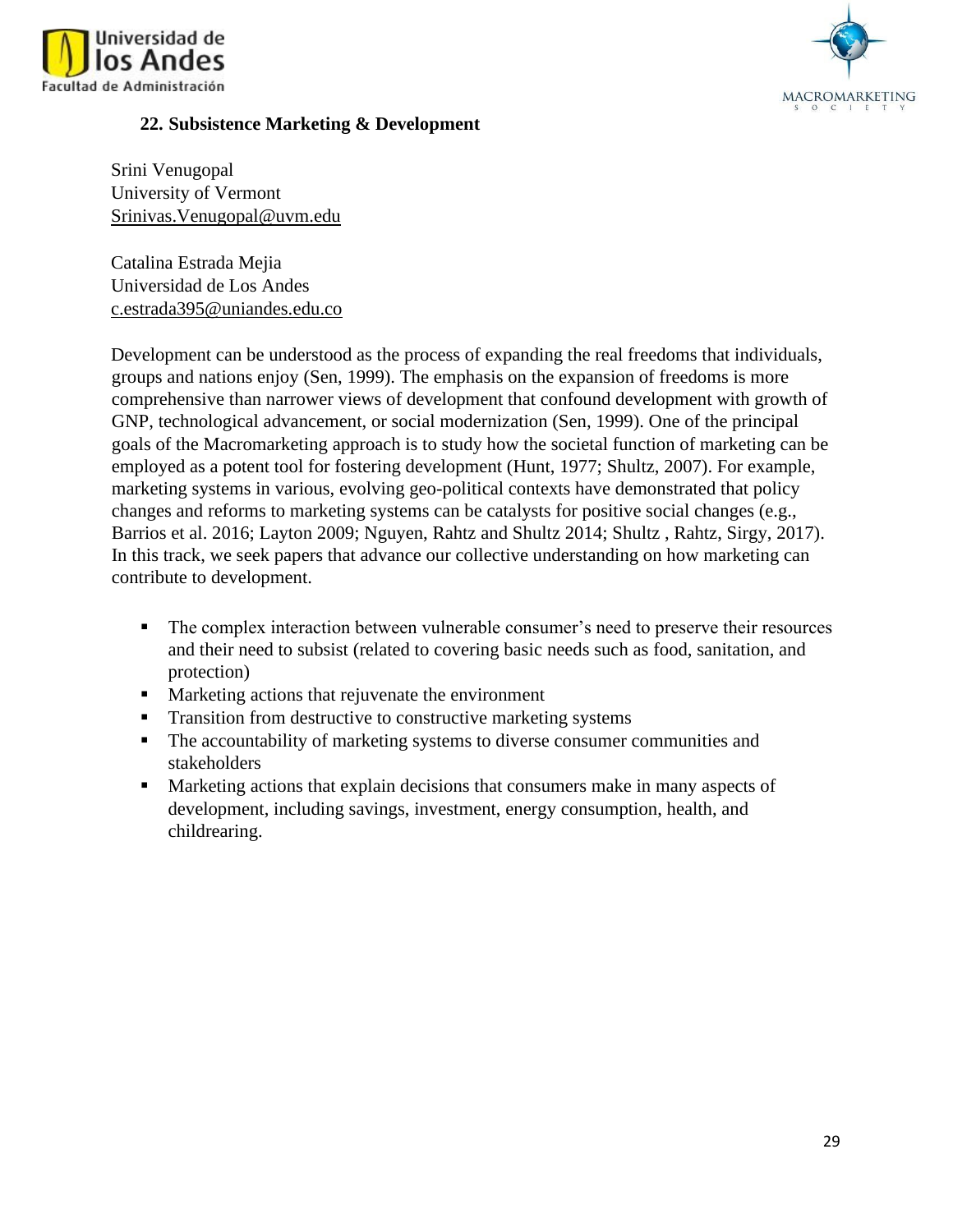## 22. Subsistence Marketing & Development

Srini Venugopal  
University of Vermont  
Srinivas.Venugopal@uvm.edu

Catalina Estrada Mejia  
Universidad de Los Andes  
c.estrada395@uniandes.edu.co

Development can be understood as the process of expanding the real freedoms that individuals, groups and nations enjoy (Sen, 1999). The emphasis on the expansion of freedoms is more comprehensive than narrower views of development that confound development with growth of GNP, technological advancement, or social modernization (Sen, 1999). One of the principal goals of the Macromarketing approach is to study how the societal function of marketing can be employed as a potent tool for fostering development (Hunt, 1977; Shultz, 2007). For example, marketing systems in various, evolving geo-political contexts have demonstrated that policy changes and reforms to marketing systems can be catalysts for positive social changes (e.g., Barrios et al. 2016; Layton 2009; Nguyen, Rahtz and Shultz 2014; Shultz , Rahtz, Sirgy, 2017). In this track, we seek papers that advance our collective understanding on how marketing can contribute to development.

- The complex interaction between vulnerable consumer's need to preserve their resources and their need to subsist (related to covering basic needs such as food, sanitation, and protection)
- Marketing actions that rejuvenate the environment
- Transition from destructive to constructive marketing systems
- The accountability of marketing systems to diverse consumer communities and stakeholders
- Marketing actions that explain decisions that consumers make in many aspects of development, including savings, investment, energy consumption, health, and childrearing.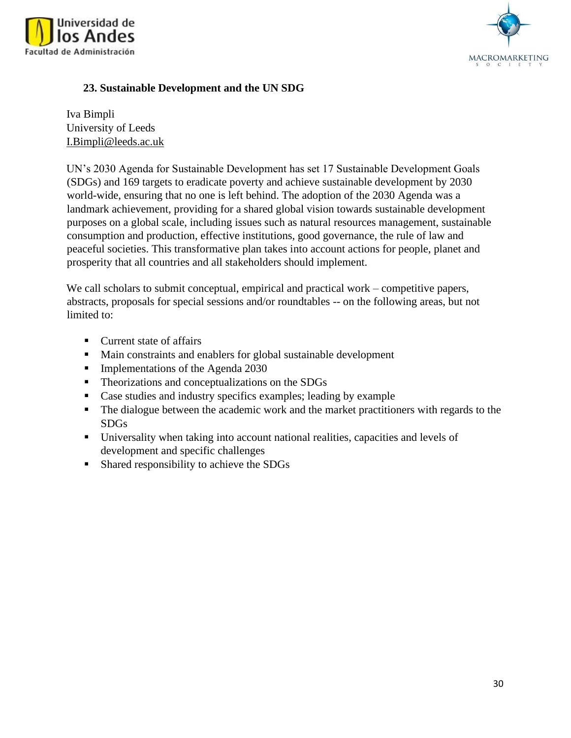## 23. Sustainable Development and the UN SDG

Iva Bimpli
University of Leeds
I.Bimpli@leeds.ac.uk

UN's 2030 Agenda for Sustainable Development has set 17 Sustainable Development Goals (SDGs) and 169 targets to eradicate poverty and achieve sustainable development by 2030 world-wide, ensuring that no one is left behind. The adoption of the 2030 Agenda was a landmark achievement, providing for a shared global vision towards sustainable development purposes on a global scale, including issues such as natural resources management, sustainable consumption and production, effective institutions, good governance, the rule of law and peaceful societies. This transformative plan takes into account actions for people, planet and prosperity that all countries and all stakeholders should implement.

We call scholars to submit conceptual, empirical and practical work – competitive papers, abstracts, proposals for special sessions and/or roundtables -- on the following areas, but not limited to:

- Current state of affairs
- Main constraints and enablers for global sustainable development
- Implementations of the Agenda 2030
- Theorizations and conceptualizations on the SDGs
- Case studies and industry specifics examples; leading by example
- The dialogue between the academic work and the market practitioners with regards to the SDGs
- Universality when taking into account national realities, capacities and levels of development and specific challenges
- Shared responsibility to achieve the SDGs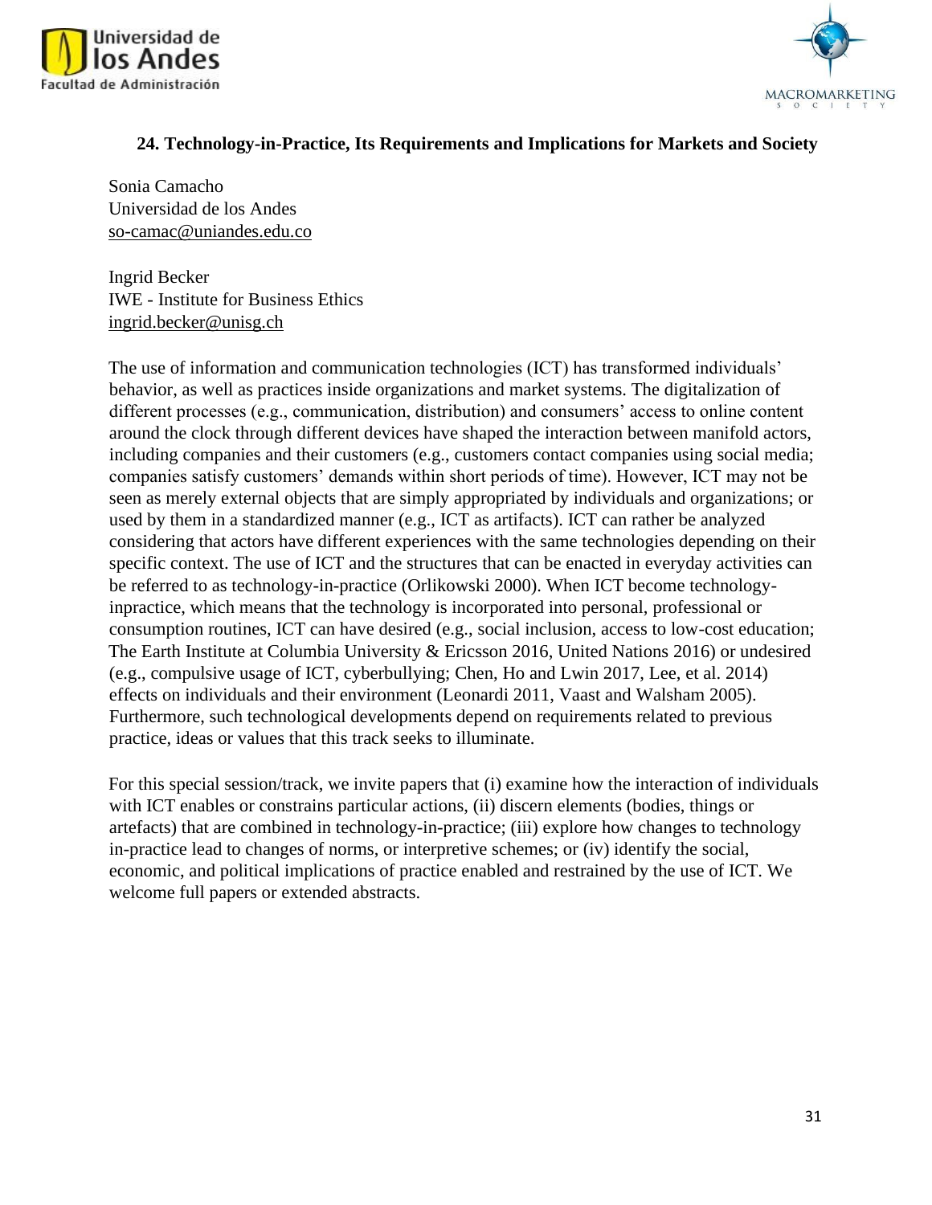## 24. Technology-in-Practice, Its Requirements and Implications for Markets and Society

Sonia Camacho  
Universidad de los Andes  
so-camac@uniandes.edu.co

Ingrid Becker  
IWE - Institute for Business Ethics  
ingrid.becker@unisg.ch

The use of information and communication technologies (ICT) has transformed individuals' behavior, as well as practices inside organizations and market systems. The digitalization of different processes (e.g., communication, distribution) and consumers' access to online content around the clock through different devices have shaped the interaction between manifold actors, including companies and their customers (e.g., customers contact companies using social media; companies satisfy customers' demands within short periods of time). However, ICT may not be seen as merely external objects that are simply appropriated by individuals and organizations; or used by them in a standardized manner (e.g., ICT as artifacts). ICT can rather be analyzed considering that actors have different experiences with the same technologies depending on their specific context. The use of ICT and the structures that can be enacted in everyday activities can be referred to as technology-in-practice (Orlikowski 2000). When ICT become technology-inpractice, which means that the technology is incorporated into personal, professional or consumption routines, ICT can have desired (e.g., social inclusion, access to low-cost education; The Earth Institute at Columbia University & Ericsson 2016, United Nations 2016) or undesired (e.g., compulsive usage of ICT, cyberbullying; Chen, Ho and Lwin 2017, Lee, et al. 2014) effects on individuals and their environment (Leonardi 2011, Vaast and Walsham 2005). Furthermore, such technological developments depend on requirements related to previous practice, ideas or values that this track seeks to illuminate.

For this special session/track, we invite papers that (i) examine how the interaction of individuals with ICT enables or constrains particular actions, (ii) discern elements (bodies, things or artefacts) that are combined in technology-in-practice; (iii) explore how changes to technology in-practice lead to changes of norms, or interpretive schemes; or (iv) identify the social, economic, and political implications of practice enabled and restrained by the use of ICT. We welcome full papers or extended abstracts.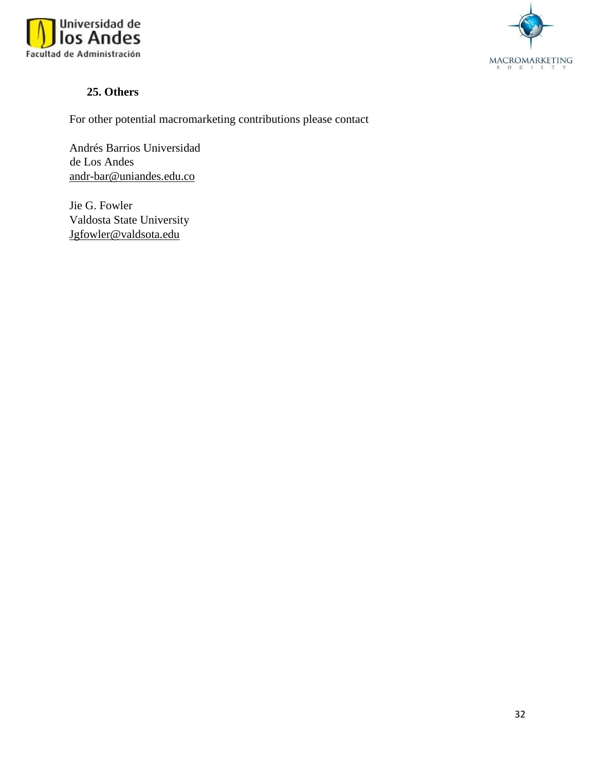## 25. Others

For other potential macromarketing contributions please contact

Andrés Barrios Universidad
de Los Andes
andr-bar@uniandes.edu.co

Jie G. Fowler
Valdosta State University
Jgfowler@valdsota.edu